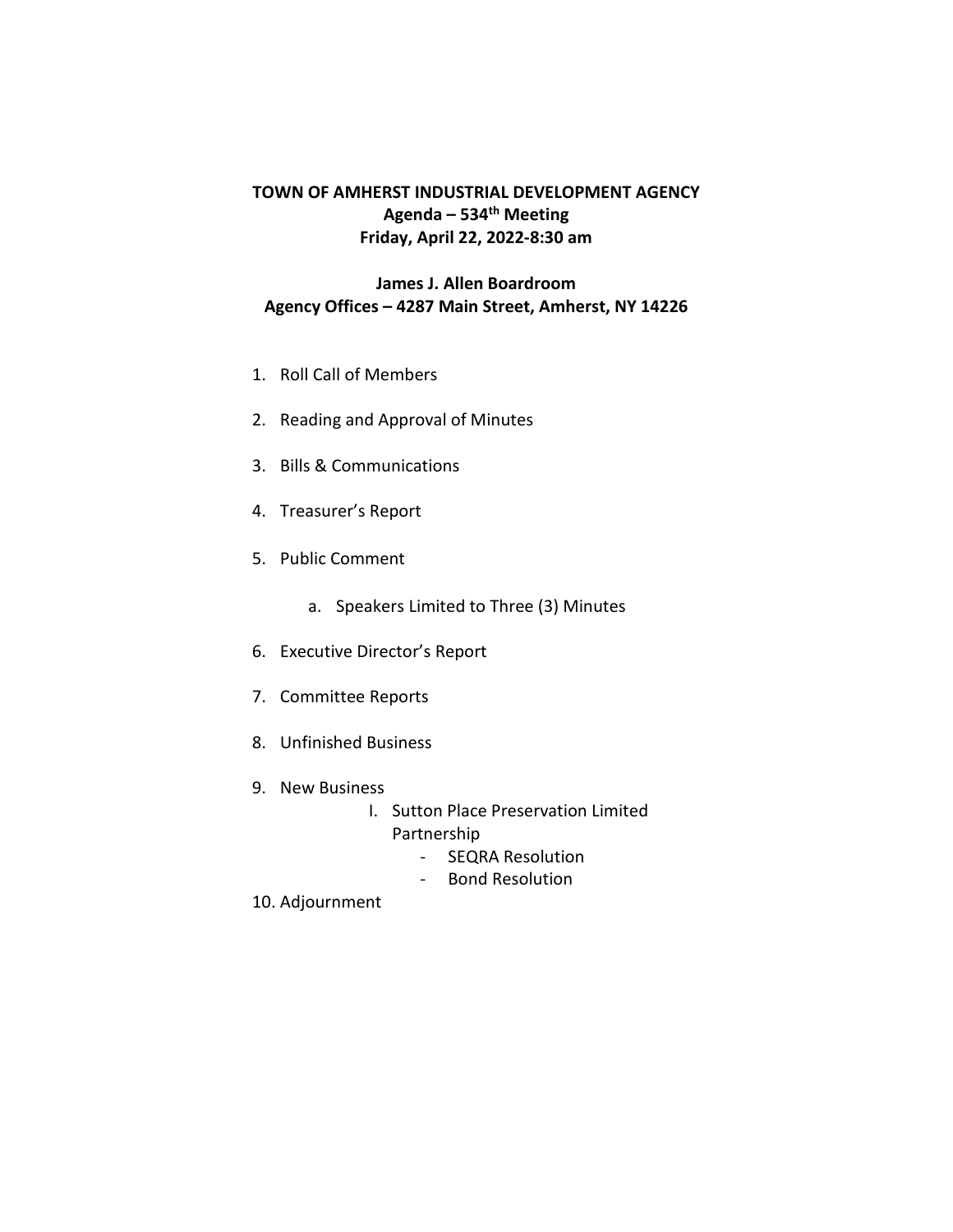**TOWN OF AMHERST INDUSTRIAL DEVELOPMENT AGENCY**
**Agenda – 534th Meeting**
**Friday, April 22, 2022-8:30 am**

**James J. Allen Boardroom**
**Agency Offices – 4287 Main Street, Amherst, NY 14226**

1. Roll Call of Members
2. Reading and Approval of Minutes
3. Bills & Communications
4. Treasurer's Report
5. Public Comment
    a. Speakers Limited to Three (3) Minutes
6. Executive Director's Report
7. Committee Reports
8. Unfinished Business
9. New Business
    I. Sutton Place Preservation Limited Partnership
        - SEQRA Resolution
        - Bond Resolution
10. Adjournment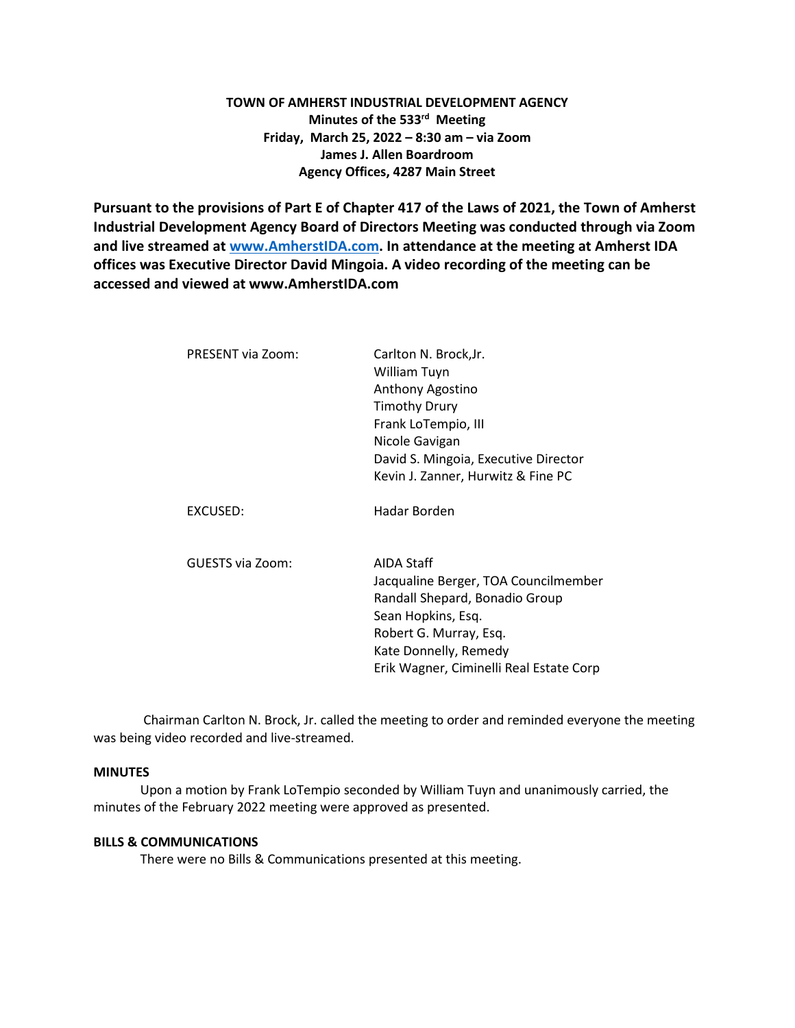**TOWN OF AMHERST INDUSTRIAL DEVELOPMENT AGENCY**
**Minutes of the 533rd Meeting**
**Friday, March 25, 2022 – 8:30 am – via Zoom**
**James J. Allen Boardroom**
**Agency Offices, 4287 Main Street**

**Pursuant to the provisions of Part E of Chapter 417 of the Laws of 2021, the Town of Amherst Industrial Development Agency Board of Directors Meeting was conducted through via Zoom and live streamed at www.AmherstIDA.com. In attendance at the meeting at Amherst IDA offices was Executive Director David Mingoia. A video recording of the meeting can be accessed and viewed at www.AmherstIDA.com**

| | |
|---|---|
| PRESENT via Zoom: | Carlton N. Brock,Jr. |
| | William Tuyn |
| | Anthony Agostino |
| | Timothy Drury |
| | Frank LoTempio, III |
| | Nicole Gavigan |
| | David S. Mingoia, Executive Director |
| | Kevin J. Zanner, Hurwitz & Fine PC |
| EXCUSED: | Hadar Borden |
| GUESTS via Zoom: | AIDA Staff |
| | Jacqualine Berger, TOA Councilmember |
| | Randall Shepard, Bonadio Group |
| | Sean Hopkins, Esq. |
| | Robert G. Murray, Esq. |
| | Kate Donnelly, Remedy |
| | Erik Wagner, Ciminelli Real Estate Corp |

Chairman Carlton N. Brock, Jr. called the meeting to order and reminded everyone the meeting was being video recorded and live-streamed.

**MINUTES**

Upon a motion by Frank LoTempio seconded by William Tuyn and unanimously carried, the minutes of the February 2022 meeting were approved as presented.

**BILLS & COMMUNICATIONS**

There were no Bills & Communications presented at this meeting.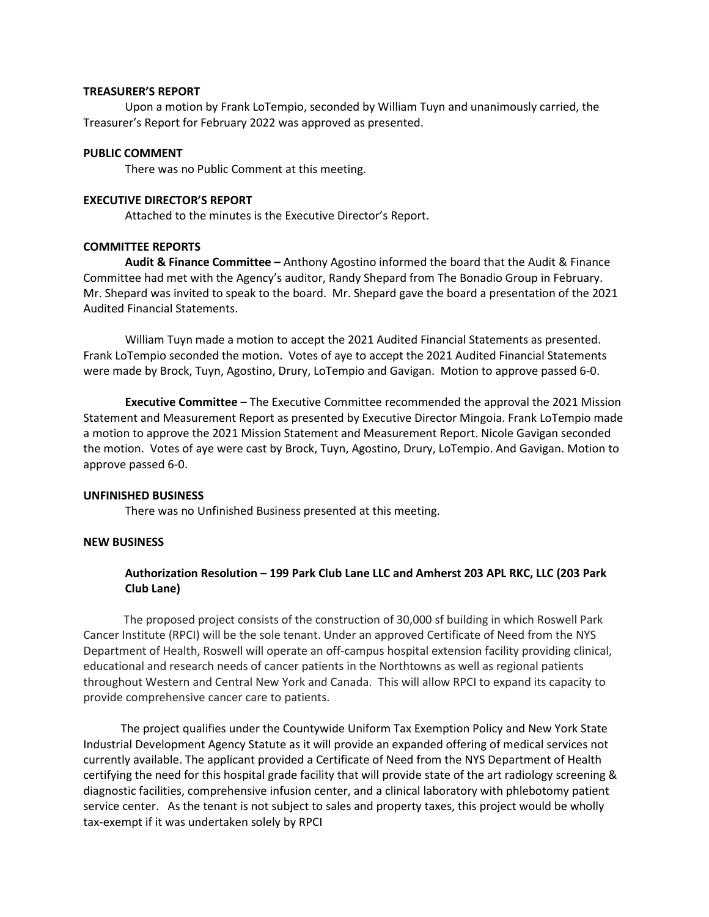**TREASURER'S REPORT**

Upon a motion by Frank LoTempio, seconded by William Tuyn and unanimously carried, the Treasurer's Report for February 2022 was approved as presented.

**PUBLIC COMMENT**

There was no Public Comment at this meeting.

**EXECUTIVE DIRECTOR'S REPORT**

Attached to the minutes is the Executive Director's Report.

**COMMITTEE REPORTS**

**Audit & Finance Committee –** Anthony Agostino informed the board that the Audit & Finance Committee had met with the Agency's auditor, Randy Shepard from The Bonadio Group in February. Mr. Shepard was invited to speak to the board. Mr. Shepard gave the board a presentation of the 2021 Audited Financial Statements.

William Tuyn made a motion to accept the 2021 Audited Financial Statements as presented. Frank LoTempio seconded the motion. Votes of aye to accept the 2021 Audited Financial Statements were made by Brock, Tuyn, Agostino, Drury, LoTempio and Gavigan. Motion to approve passed 6-0.

**Executive Committee** – The Executive Committee recommended the approval the 2021 Mission Statement and Measurement Report as presented by Executive Director Mingoia. Frank LoTempio made a motion to approve the 2021 Mission Statement and Measurement Report. Nicole Gavigan seconded the motion. Votes of aye were cast by Brock, Tuyn, Agostino, Drury, LoTempio. And Gavigan. Motion to approve passed 6-0.

**UNFINISHED BUSINESS**

There was no Unfinished Business presented at this meeting.

**NEW BUSINESS**

**Authorization Resolution – 199 Park Club Lane LLC and Amherst 203 APL RKC, LLC (203 Park Club Lane)**

The proposed project consists of the construction of 30,000 sf building in which Roswell Park Cancer Institute (RPCI) will be the sole tenant. Under an approved Certificate of Need from the NYS Department of Health, Roswell will operate an off-campus hospital extension facility providing clinical, educational and research needs of cancer patients in the Northtowns as well as regional patients throughout Western and Central New York and Canada. This will allow RPCI to expand its capacity to provide comprehensive cancer care to patients.

The project qualifies under the Countywide Uniform Tax Exemption Policy and New York State Industrial Development Agency Statute as it will provide an expanded offering of medical services not currently available. The applicant provided a Certificate of Need from the NYS Department of Health certifying the need for this hospital grade facility that will provide state of the art radiology screening & diagnostic facilities, comprehensive infusion center, and a clinical laboratory with phlebotomy patient service center. As the tenant is not subject to sales and property taxes, this project would be wholly tax-exempt if it was undertaken solely by RPCI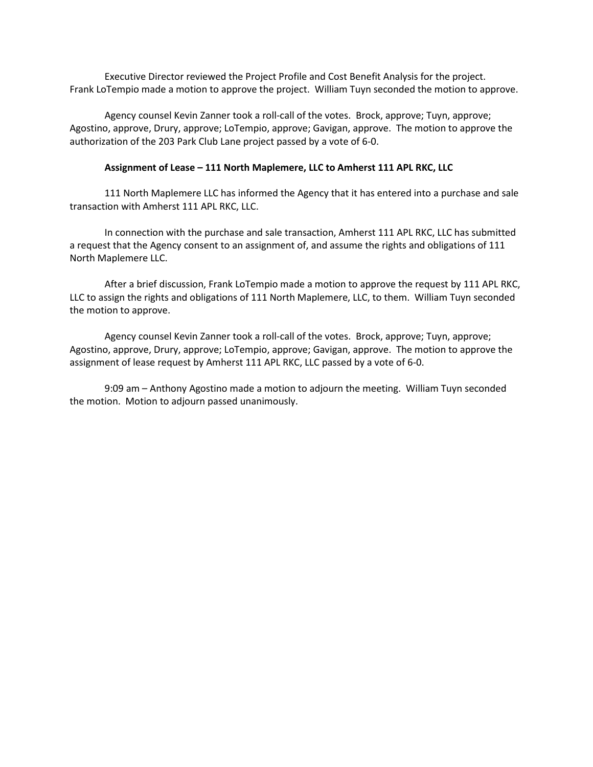Executive Director reviewed the Project Profile and Cost Benefit Analysis for the project. Frank LoTempio made a motion to approve the project. William Tuyn seconded the motion to approve.

Agency counsel Kevin Zanner took a roll-call of the votes. Brock, approve; Tuyn, approve; Agostino, approve, Drury, approve; LoTempio, approve; Gavigan, approve. The motion to approve the authorization of the 203 Park Club Lane project passed by a vote of 6-0.

**Assignment of Lease – 111 North Maplemere, LLC to Amherst 111 APL RKC, LLC**

111 North Maplemere LLC has informed the Agency that it has entered into a purchase and sale transaction with Amherst 111 APL RKC, LLC.

In connection with the purchase and sale transaction, Amherst 111 APL RKC, LLC has submitted a request that the Agency consent to an assignment of, and assume the rights and obligations of 111 North Maplemere LLC.

After a brief discussion, Frank LoTempio made a motion to approve the request by 111 APL RKC, LLC to assign the rights and obligations of 111 North Maplemere, LLC, to them. William Tuyn seconded the motion to approve.

Agency counsel Kevin Zanner took a roll-call of the votes. Brock, approve; Tuyn, approve; Agostino, approve, Drury, approve; LoTempio, approve; Gavigan, approve. The motion to approve the assignment of lease request by Amherst 111 APL RKC, LLC passed by a vote of 6-0.

9:09 am – Anthony Agostino made a motion to adjourn the meeting. William Tuyn seconded the motion. Motion to adjourn passed unanimously.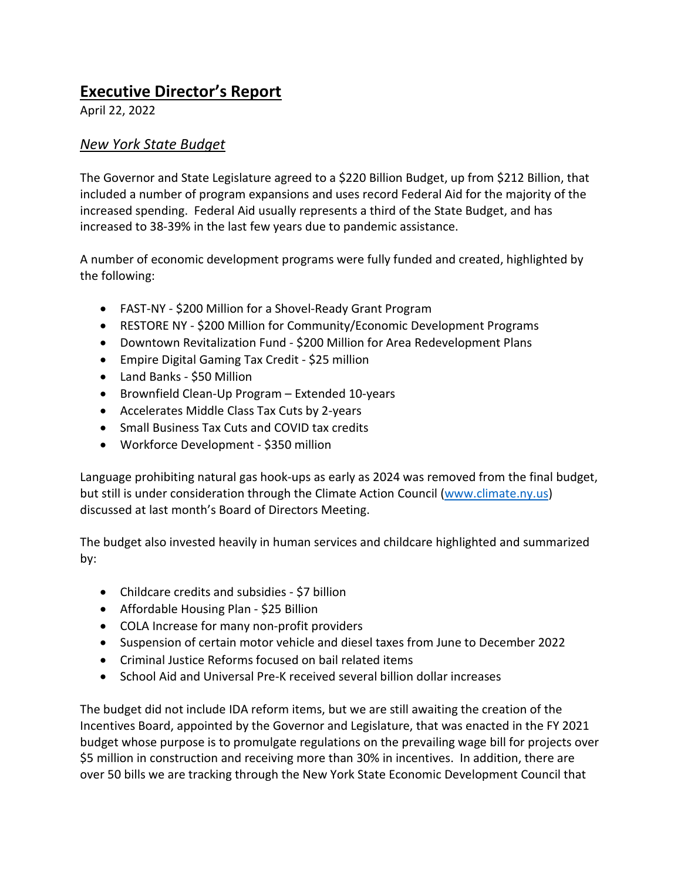# Executive Director's Report

April 22, 2022

## *New York State Budget*

The Governor and State Legislature agreed to a $220 Billion Budget, up from $212 Billion, that included a number of program expansions and uses record Federal Aid for the majority of the increased spending. Federal Aid usually represents a third of the State Budget, and has increased to 38-39% in the last few years due to pandemic assistance.

A number of economic development programs were fully funded and created, highlighted by the following:

- FAST-NY - $200 Million for a Shovel-Ready Grant Program
- RESTORE NY - $200 Million for Community/Economic Development Programs
- Downtown Revitalization Fund - $200 Million for Area Redevelopment Plans
- Empire Digital Gaming Tax Credit - $25 million
- Land Banks - $50 Million
- Brownfield Clean-Up Program – Extended 10-years
- Accelerates Middle Class Tax Cuts by 2-years
- Small Business Tax Cuts and COVID tax credits
- Workforce Development - $350 million

Language prohibiting natural gas hook-ups as early as 2024 was removed from the final budget, but still is under consideration through the Climate Action Council (www.climate.ny.us) discussed at last month's Board of Directors Meeting.

The budget also invested heavily in human services and childcare highlighted and summarized by:

- Childcare credits and subsidies - $7 billion
- Affordable Housing Plan - $25 Billion
- COLA Increase for many non-profit providers
- Suspension of certain motor vehicle and diesel taxes from June to December 2022
- Criminal Justice Reforms focused on bail related items
- School Aid and Universal Pre-K received several billion dollar increases

The budget did not include IDA reform items, but we are still awaiting the creation of the Incentives Board, appointed by the Governor and Legislature, that was enacted in the FY 2021 budget whose purpose is to promulgate regulations on the prevailing wage bill for projects over $5 million in construction and receiving more than 30% in incentives. In addition, there are over 50 bills we are tracking through the New York State Economic Development Council that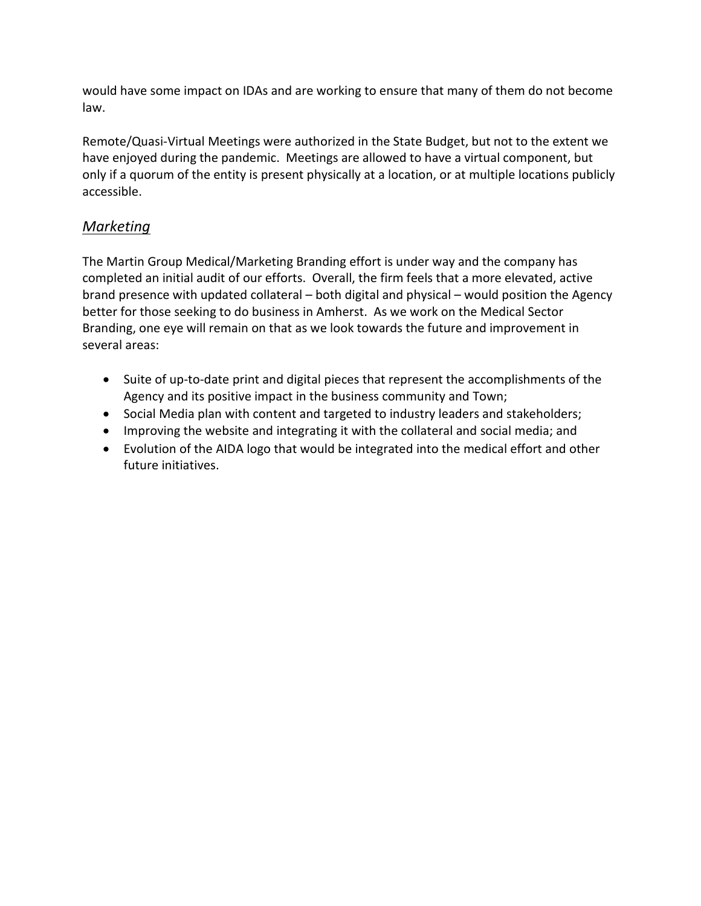would have some impact on IDAs and are working to ensure that many of them do not become law.

Remote/Quasi-Virtual Meetings were authorized in the State Budget, but not to the extent we have enjoyed during the pandemic. Meetings are allowed to have a virtual component, but only if a quorum of the entity is present physically at a location, or at multiple locations publicly accessible.

## *Marketing*

The Martin Group Medical/Marketing Branding effort is under way and the company has completed an initial audit of our efforts. Overall, the firm feels that a more elevated, active brand presence with updated collateral – both digital and physical – would position the Agency better for those seeking to do business in Amherst. As we work on the Medical Sector Branding, one eye will remain on that as we look towards the future and improvement in several areas:

- Suite of up-to-date print and digital pieces that represent the accomplishments of the Agency and its positive impact in the business community and Town;
- Social Media plan with content and targeted to industry leaders and stakeholders;
- Improving the website and integrating it with the collateral and social media; and
- Evolution of the AIDA logo that would be integrated into the medical effort and other future initiatives.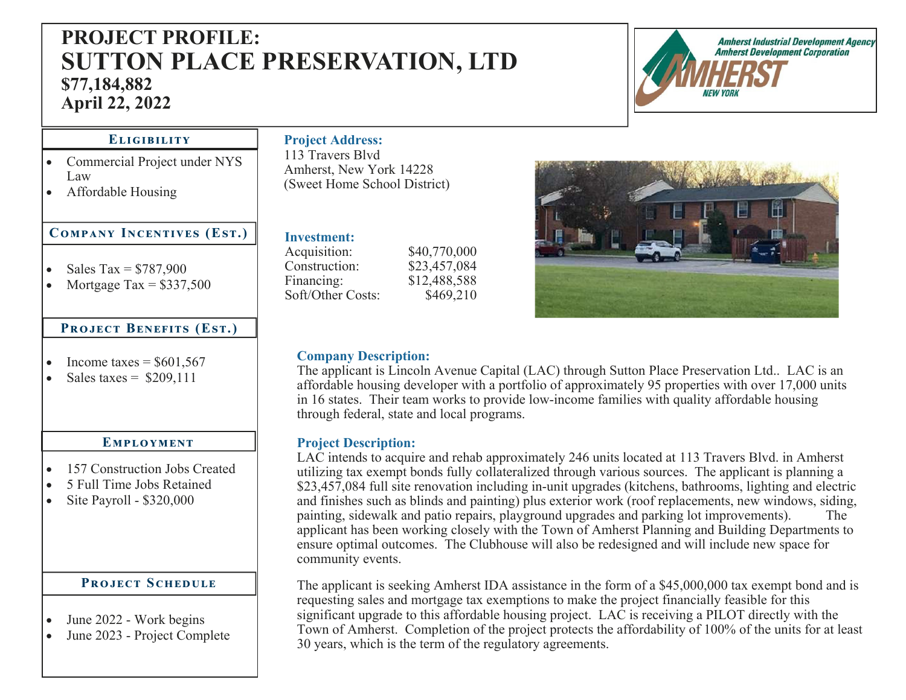# PROJECT PROFILE:
# SUTTON PLACE PRESERVATION, LTD
**$77,184,882**
**April 22, 2022**

Amherst Industrial Development Agency
Amherst Development Corporation
AMHERST NEW YORK

### Eligibility

- Commercial Project under NYS Law
- Affordable Housing

### Company Incentives (Est.)

- Sales Tax = $787,900
- Mortgage Tax = $337,500

### Project Benefits (Est.)

- Income taxes = $601,567
- Sales taxes = $209,111

### Employment

- 157 Construction Jobs Created
- 5 Full Time Jobs Retained
- Site Payroll - $320,000

### Project Schedule

- June 2022 - Work begins
- June 2023 - Project Complete

### Project Address:

113 Travers Blvd
Amherst, New York 14228
(Sweet Home School District)

### Investment:

| | |
|---|---|
| Acquisition: | $40,770,000 |
| Construction: | $23,457,084 |
| Financing: | $12,488,588 |
| Soft/Other Costs: | $469,210 |

### Company Description:

The applicant is Lincoln Avenue Capital (LAC) through Sutton Place Preservation Ltd.. LAC is an affordable housing developer with a portfolio of approximately 95 properties with over 17,000 units in 16 states. Their team works to provide low-income families with quality affordable housing through federal, state and local programs.

### Project Description:

LAC intends to acquire and rehab approximately 246 units located at 113 Travers Blvd. in Amherst utilizing tax exempt bonds fully collateralized through various sources. The applicant is planning a $23,457,084 full site renovation including in-unit upgrades (kitchens, bathrooms, lighting and electric and finishes such as blinds and painting) plus exterior work (roof replacements, new windows, siding, painting, sidewalk and patio repairs, playground upgrades and parking lot improvements). The applicant has been working closely with the Town of Amherst Planning and Building Departments to ensure optimal outcomes. The Clubhouse will also be redesigned and will include new space for community events.

The applicant is seeking Amherst IDA assistance in the form of a $45,000,000 tax exempt bond and is requesting sales and mortgage tax exemptions to make the project financially feasible for this significant upgrade to this affordable housing project. LAC is receiving a PILOT directly with the Town of Amherst. Completion of the project protects the affordability of 100% of the units for at least 30 years, which is the term of the regulatory agreements.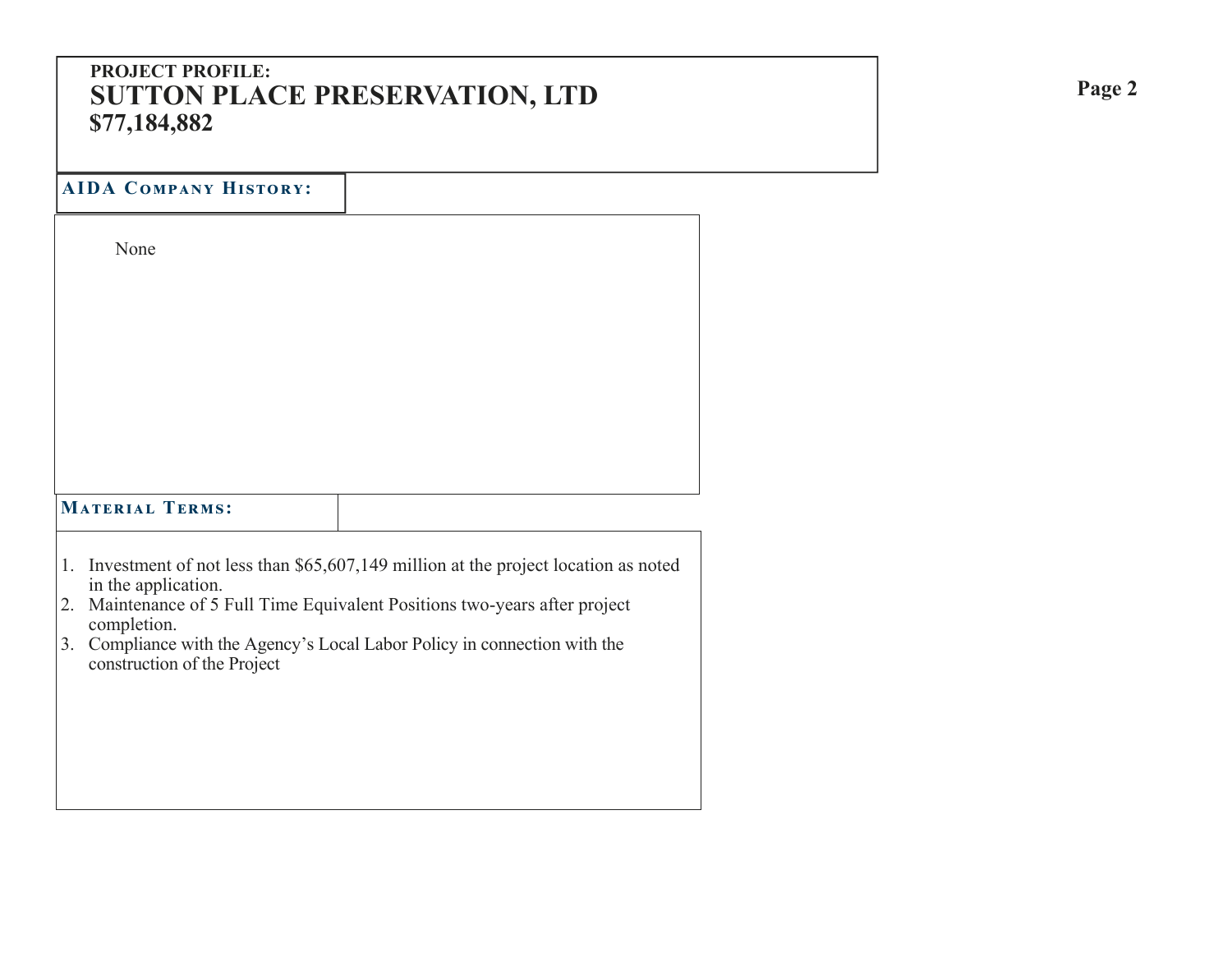**PROJECT PROFILE:**

# SUTTON PLACE PRESERVATION, LTD

**$77,184,882**

## AIDA Company History:

None

## Material Terms:

1. Investment of not less than $65,607,149 million at the project location as noted in the application.
2. Maintenance of 5 Full Time Equivalent Positions two-years after project completion.
3. Compliance with the Agency's Local Labor Policy in connection with the construction of the Project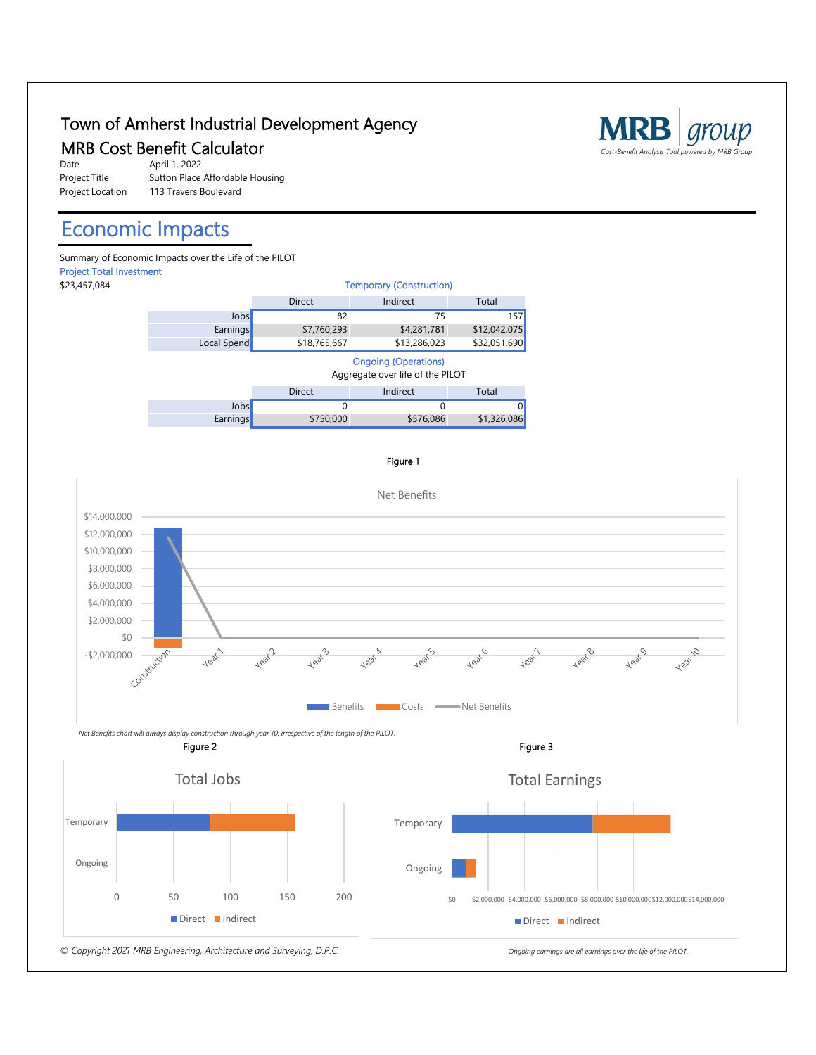# Town of Amherst Industrial Development Agency

## MRB Cost Benefit Calculator

MRB group
*Cost-Benefit Analysis Tool powered by MRB Group*

| | |
|---|---|
| Date | April 1, 2022 |
| Project Title | Sutton Place Affordable Housing |
| Project Location | 113 Travers Boulevard |

# Economic Impacts

Summary of Economic Impacts over the Life of the PILOT

Project Total Investment

$23,457,084

Temporary (Construction)

| | Direct | Indirect | Total |
|---|---|---|---|
| Jobs | 82 | 75 | 157 |
| Earnings | $7,760,293 | $4,281,781 | $12,042,075 |
| Local Spend | $18,765,667 | $13,286,023 | $32,051,690 |

Ongoing (Operations)

Aggregate over life of the PILOT

| | Direct | Indirect | Total |
|---|---|---|---|
| Jobs | 0 | 0 | 0 |
| Earnings | $750,000 | $576,086 | $1,326,086 |

Figure 1

Net Benefits

*Net Benefits chart will always display construction through year 10, irrespective of the length of the PILOT.*

Figure 2

Total Jobs

Figure 3

Total Earnings

*Ongoing earnings are all earnings over the life of the PILOT.*

*© Copyright 2021 MRB Engineering, Architecture and Surveying, D.P.C.*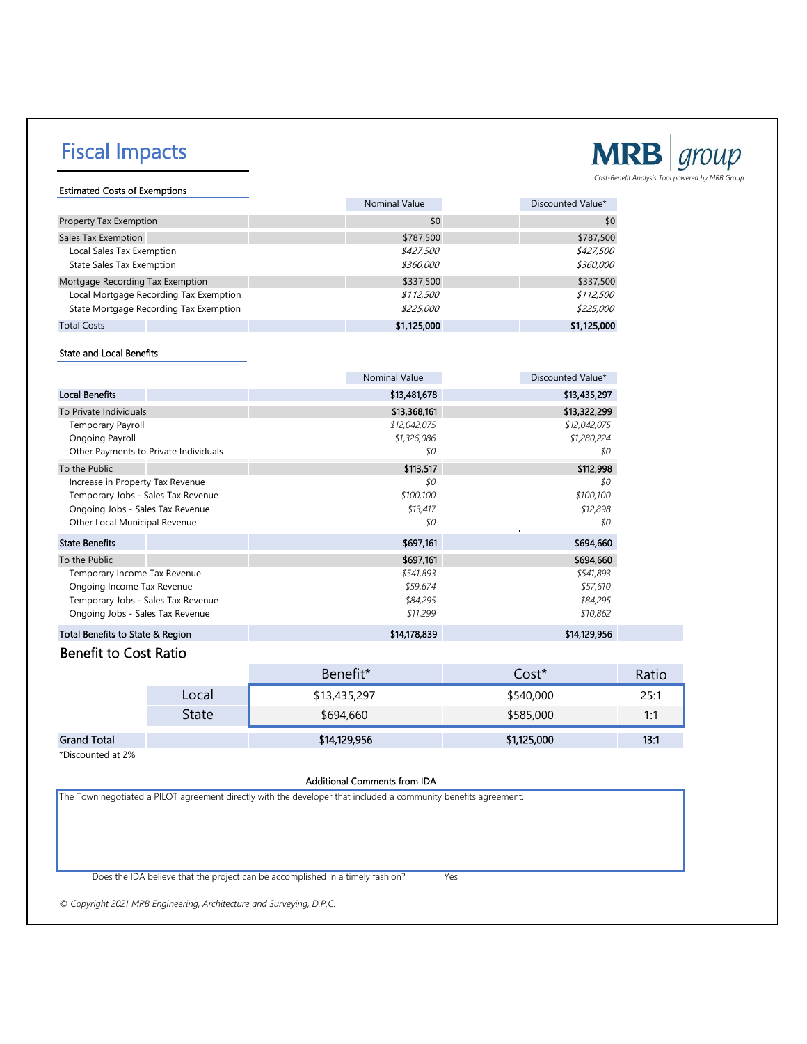# Fiscal Impacts

MRB group
*Cost-Benefit Analysis Tool powered by MRB Group*

### Estimated Costs of Exemptions

| | Nominal Value | Discounted Value* |
|---|---|---|
| Property Tax Exemption | $0 | $0 |
| Sales Tax Exemption | $787,500 | $787,500 |
| Local Sales Tax Exemption | *$427,500* | *$427,500* |
| State Sales Tax Exemption | *$360,000* | *$360,000* |
| Mortgage Recording Tax Exemption | $337,500 | $337,500 |
| Local Mortgage Recording Tax Exemption | *$112,500* | *$112,500* |
| State Mortgage Recording Tax Exemption | *$225,000* | *$225,000* |
| **Total Costs** | **$1,125,000** | **$1,125,000** |

### State and Local Benefits

| | Nominal Value | Discounted Value* |
|---|---|---|
| **Local Benefits** | **$13,481,678** | **$13,435,297** |
| To Private Individuals | $13,368,161 | $13,322,299 |
| Temporary Payroll | *$12,042,075* | *$12,042,075* |
| Ongoing Payroll | *$1,326,086* | *$1,280,224* |
| Other Payments to Private Individuals | *$0* | *$0* |
| To the Public | $113,517 | $112,998 |
| Increase in Property Tax Revenue | *$0* | *$0* |
| Temporary Jobs - Sales Tax Revenue | *$100,100* | *$100,100* |
| Ongoing Jobs - Sales Tax Revenue | *$13,417* | *$12,898* |
| Other Local Municipal Revenue | *$0* | *$0* |
| **State Benefits** | **$697,161** | **$694,660** |
| To the Public | $697,161 | $694,660 |
| Temporary Income Tax Revenue | *$541,893* | *$541,893* |
| Ongoing Income Tax Revenue | *$59,674* | *$57,610* |
| Temporary Jobs - Sales Tax Revenue | *$84,295* | *$84,295* |
| Ongoing Jobs - Sales Tax Revenue | *$11,299* | *$10,862* |
| **Total Benefits to State & Region** | **$14,178,839** | **$14,129,956** |

## Benefit to Cost Ratio

| | Benefit* | Cost* | Ratio |
|---|---|---|---|
| Local | $13,435,297 | $540,000 | 25:1 |
| State | $694,660 | $585,000 | 1:1 |
| **Grand Total** | **$14,129,956** | **$1,125,000** | **13:1** |

*Discounted at 2%

### Additional Comments from IDA

The Town negotiated a PILOT agreement directly with the developer that included a community benefits agreement.

Does the IDA believe that the project can be accomplished in a timely fashion? Yes

*© Copyright 2021 MRB Engineering, Architecture and Surveying, D.P.C.*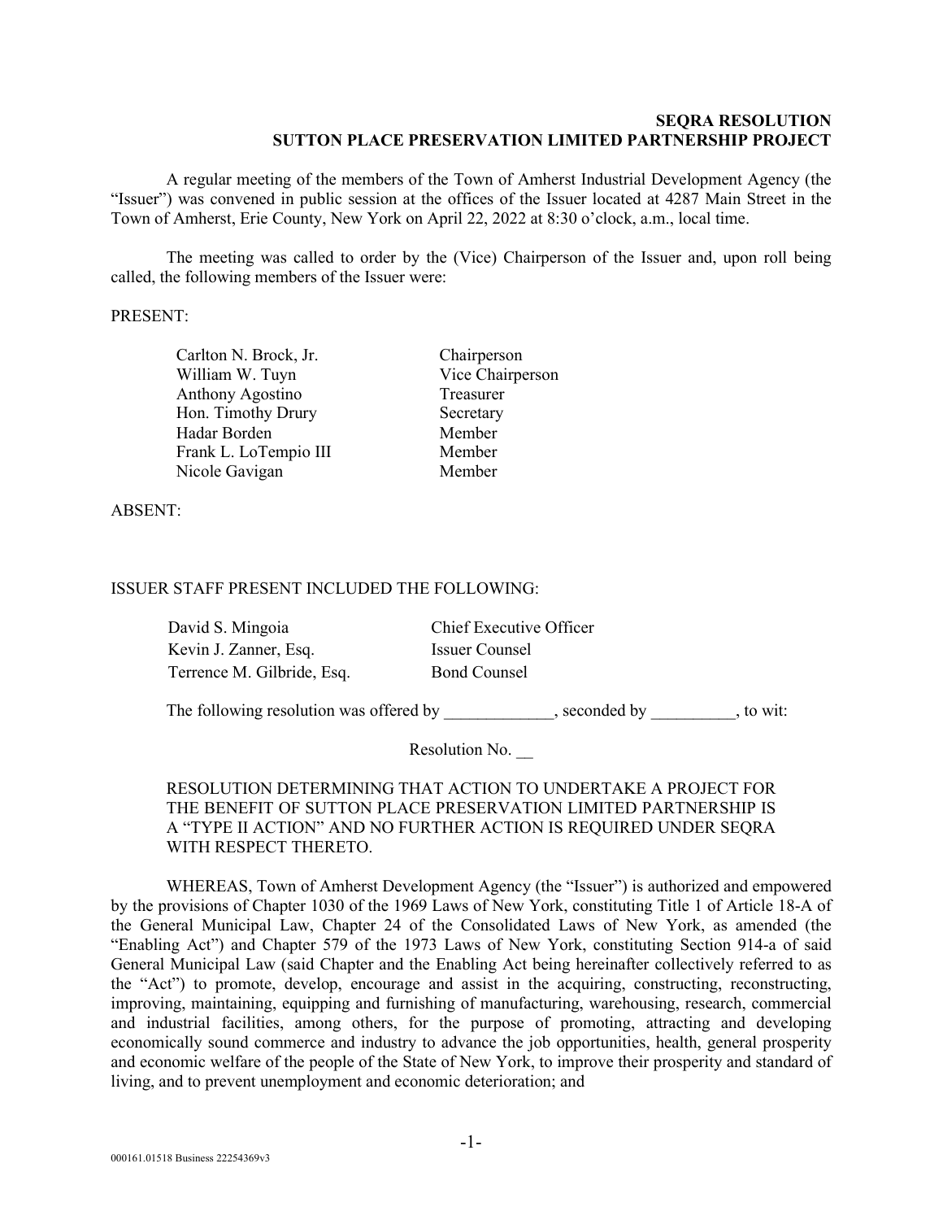**SEQRA RESOLUTION**
**SUTTON PLACE PRESERVATION LIMITED PARTNERSHIP PROJECT**

A regular meeting of the members of the Town of Amherst Industrial Development Agency (the "Issuer") was convened in public session at the offices of the Issuer located at 4287 Main Street in the Town of Amherst, Erie County, New York on April 22, 2022 at 8:30 o'clock, a.m., local time.

The meeting was called to order by the (Vice) Chairperson of the Issuer and, upon roll being called, the following members of the Issuer were:

PRESENT:

| | |
|---|---|
| Carlton N. Brock, Jr. | Chairperson |
| William W. Tuyn | Vice Chairperson |
| Anthony Agostino | Treasurer |
| Hon. Timothy Drury | Secretary |
| Hadar Borden | Member |
| Frank L. LoTempio III | Member |
| Nicole Gavigan | Member |

ABSENT:

ISSUER STAFF PRESENT INCLUDED THE FOLLOWING:

| | |
|---|---|
| David S. Mingoia | Chief Executive Officer |
| Kevin J. Zanner, Esq. | Issuer Counsel |
| Terrence M. Gilbride, Esq. | Bond Counsel |

The following resolution was offered by _____________, seconded by __________, to wit:

Resolution No. __

RESOLUTION DETERMINING THAT ACTION TO UNDERTAKE A PROJECT FOR THE BENEFIT OF SUTTON PLACE PRESERVATION LIMITED PARTNERSHIP IS A "TYPE II ACTION" AND NO FURTHER ACTION IS REQUIRED UNDER SEQRA WITH RESPECT THERETO.

WHEREAS, Town of Amherst Development Agency (the "Issuer") is authorized and empowered by the provisions of Chapter 1030 of the 1969 Laws of New York, constituting Title 1 of Article 18-A of the General Municipal Law, Chapter 24 of the Consolidated Laws of New York, as amended (the "Enabling Act") and Chapter 579 of the 1973 Laws of New York, constituting Section 914-a of said General Municipal Law (said Chapter and the Enabling Act being hereinafter collectively referred to as the "Act") to promote, develop, encourage and assist in the acquiring, constructing, reconstructing, improving, maintaining, equipping and furnishing of manufacturing, warehousing, research, commercial and industrial facilities, among others, for the purpose of promoting, attracting and developing economically sound commerce and industry to advance the job opportunities, health, general prosperity and economic welfare of the people of the State of New York, to improve their prosperity and standard of living, and to prevent unemployment and economic deterioration; and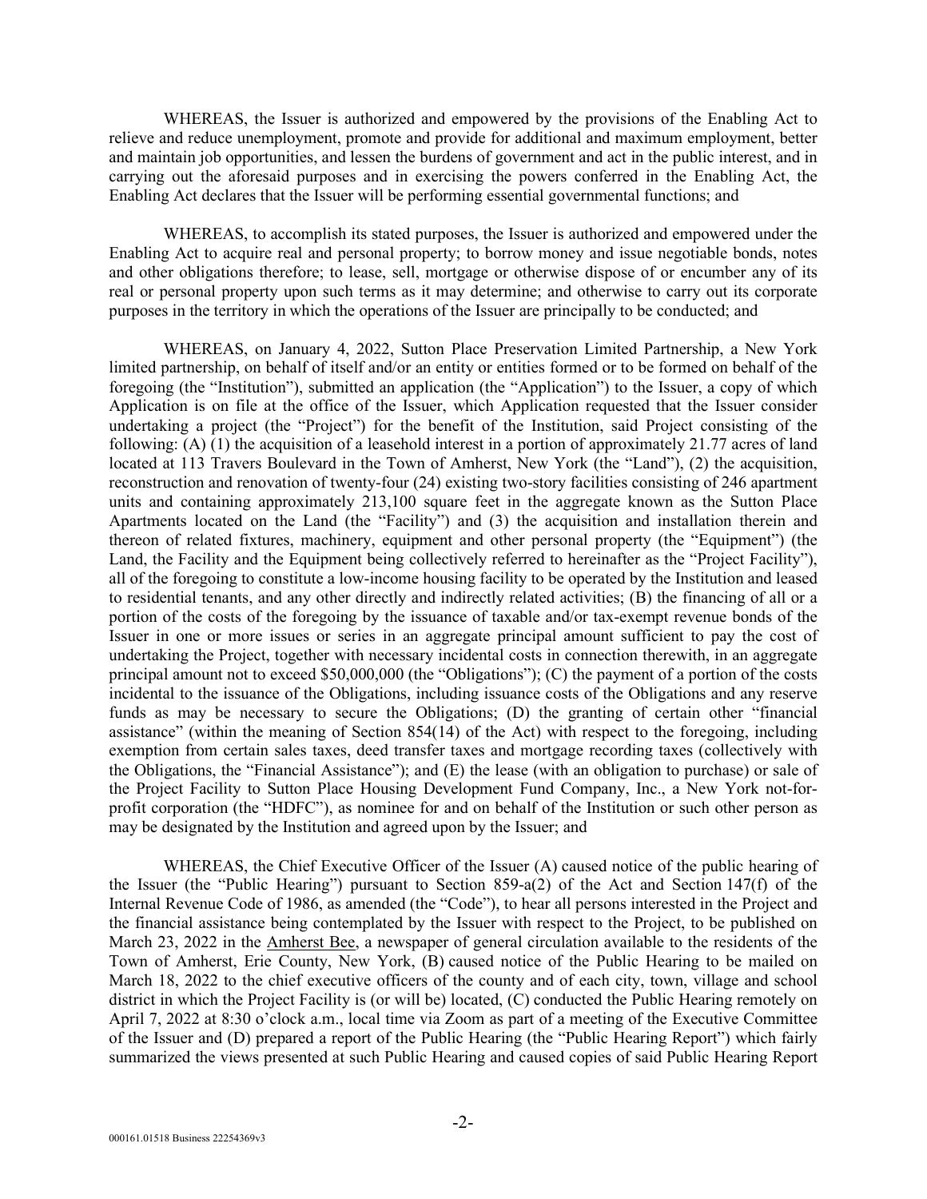WHEREAS, the Issuer is authorized and empowered by the provisions of the Enabling Act to relieve and reduce unemployment, promote and provide for additional and maximum employment, better and maintain job opportunities, and lessen the burdens of government and act in the public interest, and in carrying out the aforesaid purposes and in exercising the powers conferred in the Enabling Act, the Enabling Act declares that the Issuer will be performing essential governmental functions; and

WHEREAS, to accomplish its stated purposes, the Issuer is authorized and empowered under the Enabling Act to acquire real and personal property; to borrow money and issue negotiable bonds, notes and other obligations therefore; to lease, sell, mortgage or otherwise dispose of or encumber any of its real or personal property upon such terms as it may determine; and otherwise to carry out its corporate purposes in the territory in which the operations of the Issuer are principally to be conducted; and

WHEREAS, on January 4, 2022, Sutton Place Preservation Limited Partnership, a New York limited partnership, on behalf of itself and/or an entity or entities formed or to be formed on behalf of the foregoing (the "Institution"), submitted an application (the "Application") to the Issuer, a copy of which Application is on file at the office of the Issuer, which Application requested that the Issuer consider undertaking a project (the "Project") for the benefit of the Institution, said Project consisting of the following: (A) (1) the acquisition of a leasehold interest in a portion of approximately 21.77 acres of land located at 113 Travers Boulevard in the Town of Amherst, New York (the "Land"), (2) the acquisition, reconstruction and renovation of twenty-four (24) existing two-story facilities consisting of 246 apartment units and containing approximately 213,100 square feet in the aggregate known as the Sutton Place Apartments located on the Land (the "Facility") and (3) the acquisition and installation therein and thereon of related fixtures, machinery, equipment and other personal property (the "Equipment") (the Land, the Facility and the Equipment being collectively referred to hereinafter as the "Project Facility"), all of the foregoing to constitute a low-income housing facility to be operated by the Institution and leased to residential tenants, and any other directly and indirectly related activities; (B) the financing of all or a portion of the costs of the foregoing by the issuance of taxable and/or tax-exempt revenue bonds of the Issuer in one or more issues or series in an aggregate principal amount sufficient to pay the cost of undertaking the Project, together with necessary incidental costs in connection therewith, in an aggregate principal amount not to exceed $50,000,000 (the "Obligations"); (C) the payment of a portion of the costs incidental to the issuance of the Obligations, including issuance costs of the Obligations and any reserve funds as may be necessary to secure the Obligations; (D) the granting of certain other "financial assistance" (within the meaning of Section 854(14) of the Act) with respect to the foregoing, including exemption from certain sales taxes, deed transfer taxes and mortgage recording taxes (collectively with the Obligations, the "Financial Assistance"); and (E) the lease (with an obligation to purchase) or sale of the Project Facility to Sutton Place Housing Development Fund Company, Inc., a New York not-for-profit corporation (the "HDFC"), as nominee for and on behalf of the Institution or such other person as may be designated by the Institution and agreed upon by the Issuer; and

WHEREAS, the Chief Executive Officer of the Issuer (A) caused notice of the public hearing of the Issuer (the "Public Hearing") pursuant to Section 859-a(2) of the Act and Section 147(f) of the Internal Revenue Code of 1986, as amended (the "Code"), to hear all persons interested in the Project and the financial assistance being contemplated by the Issuer with respect to the Project, to be published on March 23, 2022 in the Amherst Bee, a newspaper of general circulation available to the residents of the Town of Amherst, Erie County, New York, (B) caused notice of the Public Hearing to be mailed on March 18, 2022 to the chief executive officers of the county and of each city, town, village and school district in which the Project Facility is (or will be) located, (C) conducted the Public Hearing remotely on April 7, 2022 at 8:30 o'clock a.m., local time via Zoom as part of a meeting of the Executive Committee of the Issuer and (D) prepared a report of the Public Hearing (the "Public Hearing Report") which fairly summarized the views presented at such Public Hearing and caused copies of said Public Hearing Report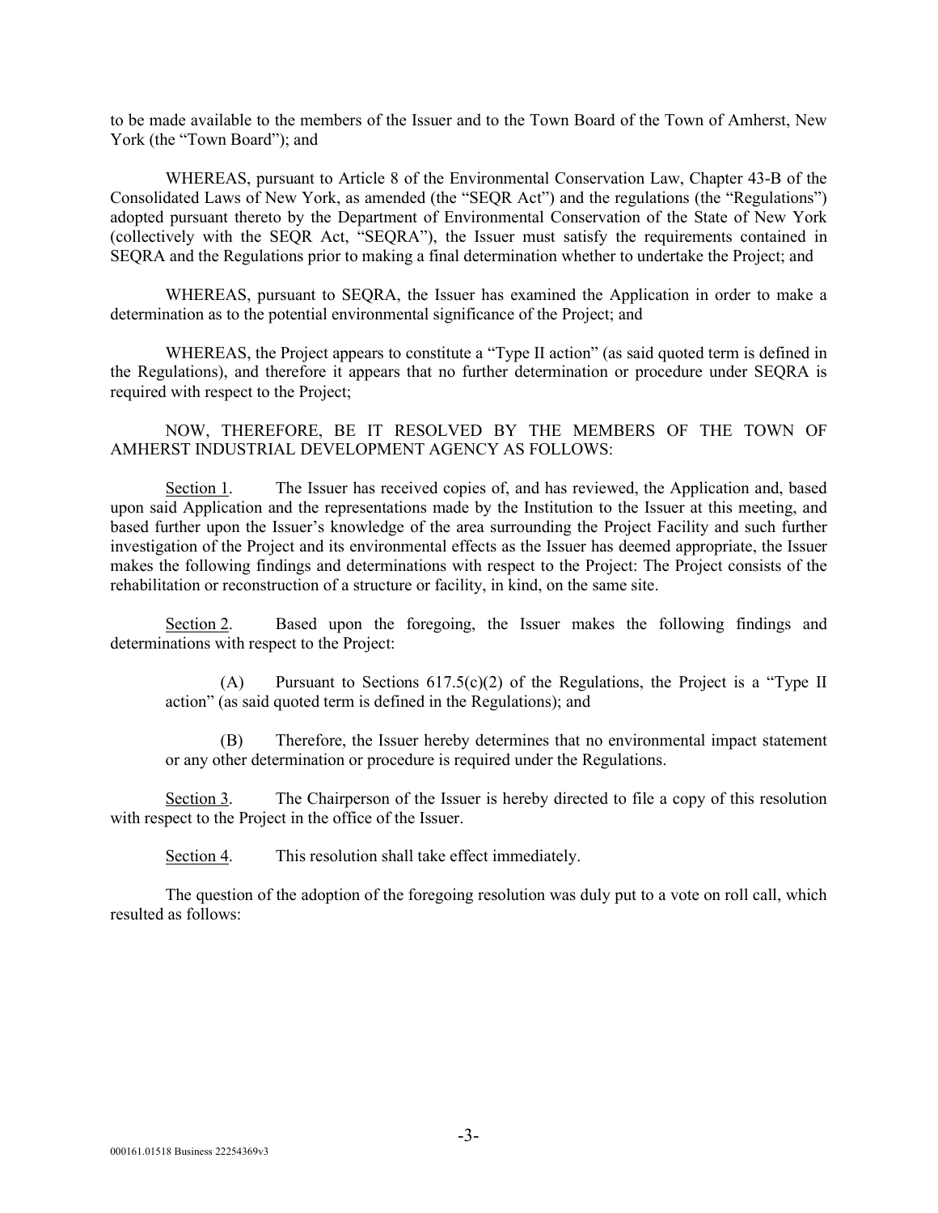to be made available to the members of the Issuer and to the Town Board of the Town of Amherst, New York (the "Town Board"); and

WHEREAS, pursuant to Article 8 of the Environmental Conservation Law, Chapter 43-B of the Consolidated Laws of New York, as amended (the "SEQR Act") and the regulations (the "Regulations") adopted pursuant thereto by the Department of Environmental Conservation of the State of New York (collectively with the SEQR Act, "SEQRA"), the Issuer must satisfy the requirements contained in SEQRA and the Regulations prior to making a final determination whether to undertake the Project; and

WHEREAS, pursuant to SEQRA, the Issuer has examined the Application in order to make a determination as to the potential environmental significance of the Project; and

WHEREAS, the Project appears to constitute a "Type II action" (as said quoted term is defined in the Regulations), and therefore it appears that no further determination or procedure under SEQRA is required with respect to the Project;

NOW, THEREFORE, BE IT RESOLVED BY THE MEMBERS OF THE TOWN OF AMHERST INDUSTRIAL DEVELOPMENT AGENCY AS FOLLOWS:

Section 1. The Issuer has received copies of, and has reviewed, the Application and, based upon said Application and the representations made by the Institution to the Issuer at this meeting, and based further upon the Issuer's knowledge of the area surrounding the Project Facility and such further investigation of the Project and its environmental effects as the Issuer has deemed appropriate, the Issuer makes the following findings and determinations with respect to the Project: The Project consists of the rehabilitation or reconstruction of a structure or facility, in kind, on the same site.

Section 2. Based upon the foregoing, the Issuer makes the following findings and determinations with respect to the Project:

(A) Pursuant to Sections 617.5(c)(2) of the Regulations, the Project is a "Type II action" (as said quoted term is defined in the Regulations); and

(B) Therefore, the Issuer hereby determines that no environmental impact statement or any other determination or procedure is required under the Regulations.

Section 3. The Chairperson of the Issuer is hereby directed to file a copy of this resolution with respect to the Project in the office of the Issuer.

Section 4. This resolution shall take effect immediately.

The question of the adoption of the foregoing resolution was duly put to a vote on roll call, which resulted as follows: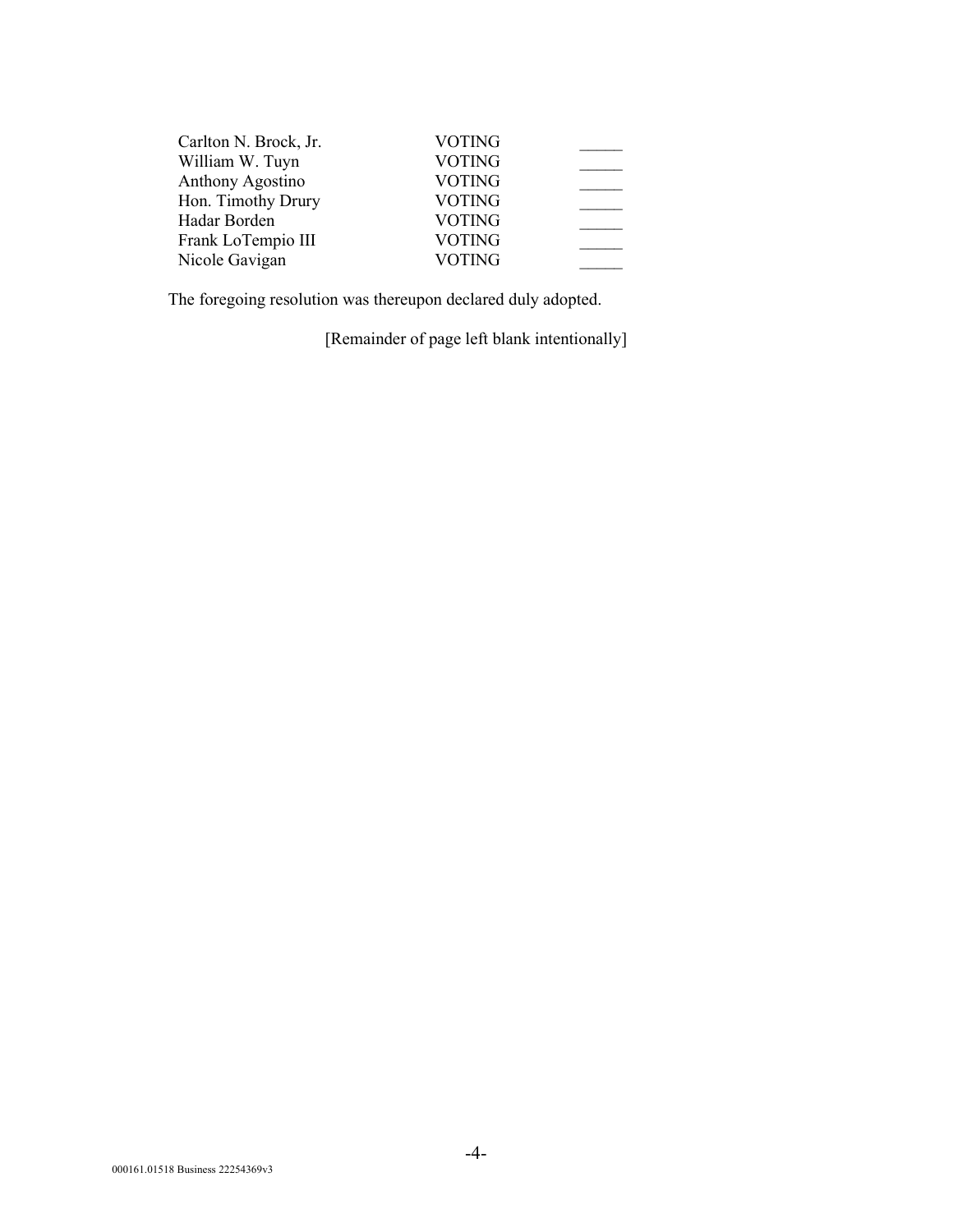| | | |
|---|---|---|
| Carlton N. Brock, Jr. | VOTING | _____ |
| William W. Tuyn | VOTING | _____ |
| Anthony Agostino | VOTING | _____ |
| Hon. Timothy Drury | VOTING | _____ |
| Hadar Borden | VOTING | _____ |
| Frank LoTempio III | VOTING | _____ |
| Nicole Gavigan | VOTING | _____ |

The foregoing resolution was thereupon declared duly adopted.

[Remainder of page left blank intentionally]

000161.01518 Business 22254369v3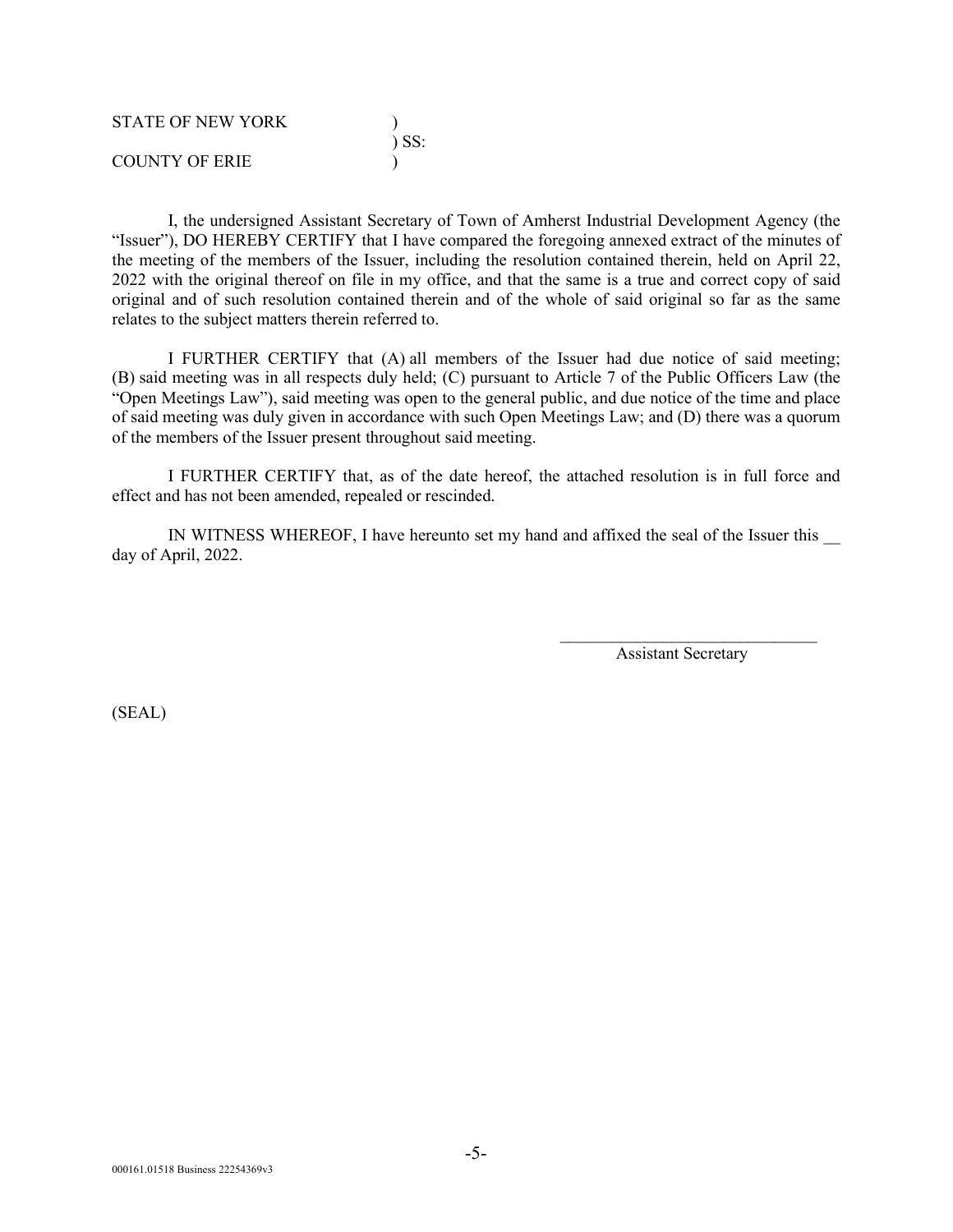STATE OF NEW YORK )
) SS:
COUNTY OF ERIE )

I, the undersigned Assistant Secretary of Town of Amherst Industrial Development Agency (the "Issuer"), DO HEREBY CERTIFY that I have compared the foregoing annexed extract of the minutes of the meeting of the members of the Issuer, including the resolution contained therein, held on April 22, 2022 with the original thereof on file in my office, and that the same is a true and correct copy of said original and of such resolution contained therein and of the whole of said original so far as the same relates to the subject matters therein referred to.

I FURTHER CERTIFY that (A) all members of the Issuer had due notice of said meeting; (B) said meeting was in all respects duly held; (C) pursuant to Article 7 of the Public Officers Law (the "Open Meetings Law"), said meeting was open to the general public, and due notice of the time and place of said meeting was duly given in accordance with such Open Meetings Law; and (D) there was a quorum of the members of the Issuer present throughout said meeting.

I FURTHER CERTIFY that, as of the date hereof, the attached resolution is in full force and effect and has not been amended, repealed or rescinded.

IN WITNESS WHEREOF, I have hereunto set my hand and affixed the seal of the Issuer this __ day of April, 2022.

\_\_\_\_\_\_\_\_\_\_\_\_\_\_\_\_\_\_\_\_\_\_\_\_\_\_\_\_\_\_
Assistant Secretary

(SEAL)

000161.01518 Business 22254369v3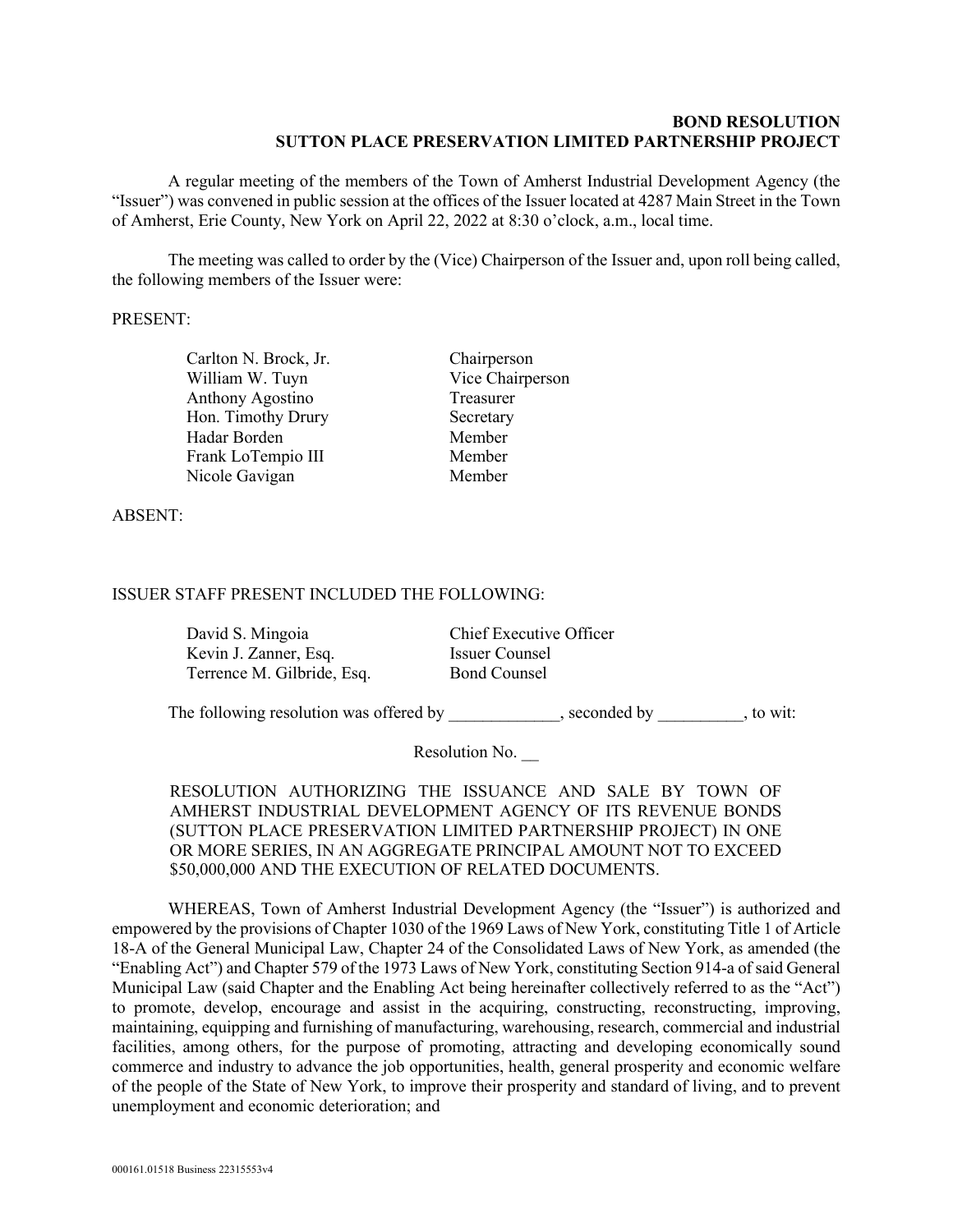**BOND RESOLUTION**
**SUTTON PLACE PRESERVATION LIMITED PARTNERSHIP PROJECT**

A regular meeting of the members of the Town of Amherst Industrial Development Agency (the "Issuer") was convened in public session at the offices of the Issuer located at 4287 Main Street in the Town of Amherst, Erie County, New York on April 22, 2022 at 8:30 o'clock, a.m., local time.

The meeting was called to order by the (Vice) Chairperson of the Issuer and, upon roll being called, the following members of the Issuer were:

PRESENT:

| | |
|---|---|
| Carlton N. Brock, Jr. | Chairperson |
| William W. Tuyn | Vice Chairperson |
| Anthony Agostino | Treasurer |
| Hon. Timothy Drury | Secretary |
| Hadar Borden | Member |
| Frank LoTempio III | Member |
| Nicole Gavigan | Member |

ABSENT:

ISSUER STAFF PRESENT INCLUDED THE FOLLOWING:

| | |
|---|---|
| David S. Mingoia | Chief Executive Officer |
| Kevin J. Zanner, Esq. | Issuer Counsel |
| Terrence M. Gilbride, Esq. | Bond Counsel |

The following resolution was offered by _____________, seconded by __________, to wit:

Resolution No. __

RESOLUTION AUTHORIZING THE ISSUANCE AND SALE BY TOWN OF AMHERST INDUSTRIAL DEVELOPMENT AGENCY OF ITS REVENUE BONDS (SUTTON PLACE PRESERVATION LIMITED PARTNERSHIP PROJECT) IN ONE OR MORE SERIES, IN AN AGGREGATE PRINCIPAL AMOUNT NOT TO EXCEED $50,000,000 AND THE EXECUTION OF RELATED DOCUMENTS.

WHEREAS, Town of Amherst Industrial Development Agency (the "Issuer") is authorized and empowered by the provisions of Chapter 1030 of the 1969 Laws of New York, constituting Title 1 of Article 18-A of the General Municipal Law, Chapter 24 of the Consolidated Laws of New York, as amended (the "Enabling Act") and Chapter 579 of the 1973 Laws of New York, constituting Section 914-a of said General Municipal Law (said Chapter and the Enabling Act being hereinafter collectively referred to as the "Act") to promote, develop, encourage and assist in the acquiring, constructing, reconstructing, improving, maintaining, equipping and furnishing of manufacturing, warehousing, research, commercial and industrial facilities, among others, for the purpose of promoting, attracting and developing economically sound commerce and industry to advance the job opportunities, health, general prosperity and economic welfare of the people of the State of New York, to improve their prosperity and standard of living, and to prevent unemployment and economic deterioration; and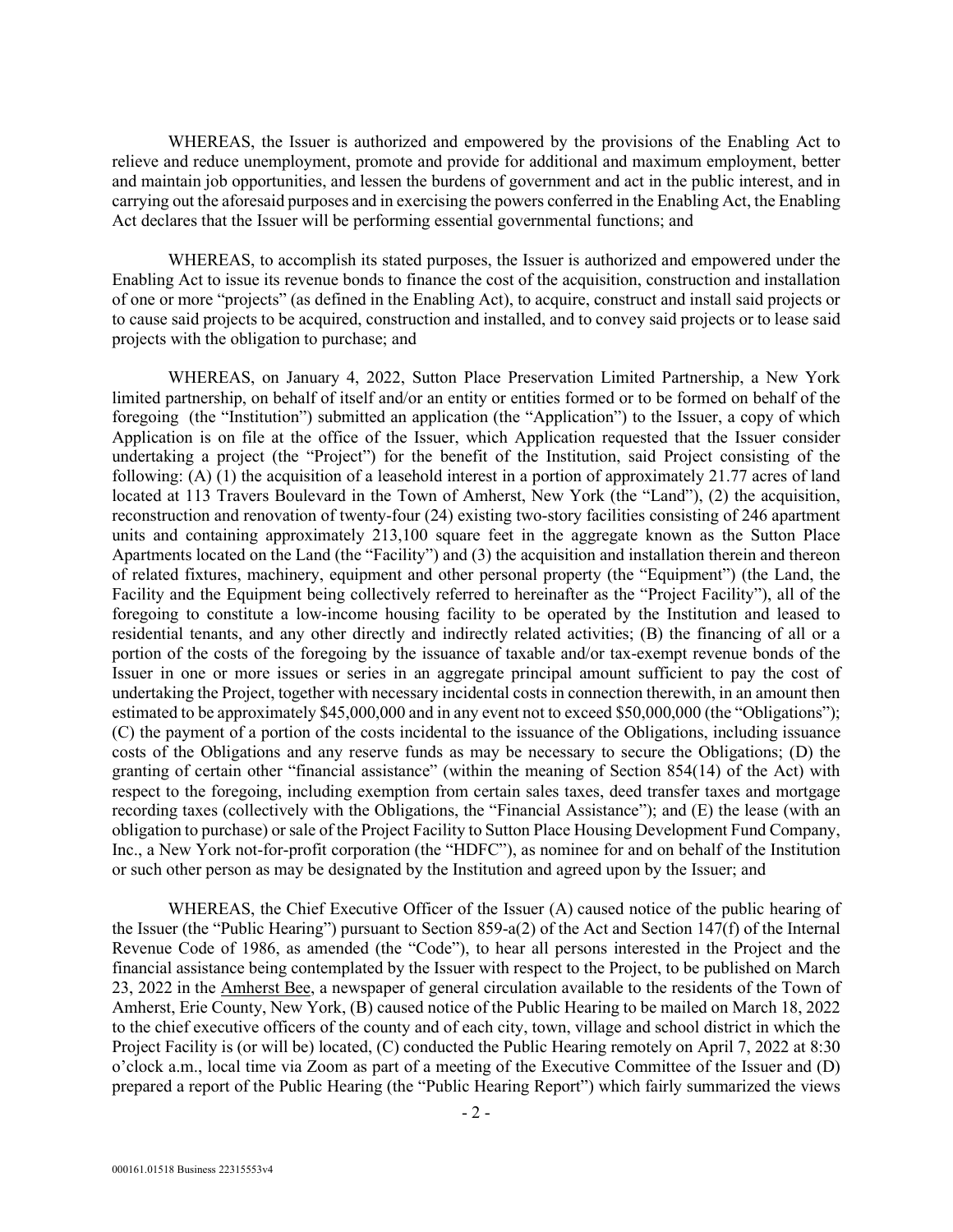WHEREAS, the Issuer is authorized and empowered by the provisions of the Enabling Act to relieve and reduce unemployment, promote and provide for additional and maximum employment, better and maintain job opportunities, and lessen the burdens of government and act in the public interest, and in carrying out the aforesaid purposes and in exercising the powers conferred in the Enabling Act, the Enabling Act declares that the Issuer will be performing essential governmental functions; and

WHEREAS, to accomplish its stated purposes, the Issuer is authorized and empowered under the Enabling Act to issue its revenue bonds to finance the cost of the acquisition, construction and installation of one or more "projects" (as defined in the Enabling Act), to acquire, construct and install said projects or to cause said projects to be acquired, construction and installed, and to convey said projects or to lease said projects with the obligation to purchase; and

WHEREAS, on January 4, 2022, Sutton Place Preservation Limited Partnership, a New York limited partnership, on behalf of itself and/or an entity or entities formed or to be formed on behalf of the foregoing (the "Institution") submitted an application (the "Application") to the Issuer, a copy of which Application is on file at the office of the Issuer, which Application requested that the Issuer consider undertaking a project (the "Project") for the benefit of the Institution, said Project consisting of the following: (A) (1) the acquisition of a leasehold interest in a portion of approximately 21.77 acres of land located at 113 Travers Boulevard in the Town of Amherst, New York (the "Land"), (2) the acquisition, reconstruction and renovation of twenty-four (24) existing two-story facilities consisting of 246 apartment units and containing approximately 213,100 square feet in the aggregate known as the Sutton Place Apartments located on the Land (the "Facility") and (3) the acquisition and installation therein and thereon of related fixtures, machinery, equipment and other personal property (the "Equipment") (the Land, the Facility and the Equipment being collectively referred to hereinafter as the "Project Facility"), all of the foregoing to constitute a low-income housing facility to be operated by the Institution and leased to residential tenants, and any other directly and indirectly related activities; (B) the financing of all or a portion of the costs of the foregoing by the issuance of taxable and/or tax-exempt revenue bonds of the Issuer in one or more issues or series in an aggregate principal amount sufficient to pay the cost of undertaking the Project, together with necessary incidental costs in connection therewith, in an amount then estimated to be approximately $45,000,000 and in any event not to exceed $50,000,000 (the "Obligations"); (C) the payment of a portion of the costs incidental to the issuance of the Obligations, including issuance costs of the Obligations and any reserve funds as may be necessary to secure the Obligations; (D) the granting of certain other "financial assistance" (within the meaning of Section 854(14) of the Act) with respect to the foregoing, including exemption from certain sales taxes, deed transfer taxes and mortgage recording taxes (collectively with the Obligations, the "Financial Assistance"); and (E) the lease (with an obligation to purchase) or sale of the Project Facility to Sutton Place Housing Development Fund Company, Inc., a New York not-for-profit corporation (the "HDFC"), as nominee for and on behalf of the Institution or such other person as may be designated by the Institution and agreed upon by the Issuer; and

WHEREAS, the Chief Executive Officer of the Issuer (A) caused notice of the public hearing of the Issuer (the "Public Hearing") pursuant to Section 859-a(2) of the Act and Section 147(f) of the Internal Revenue Code of 1986, as amended (the "Code"), to hear all persons interested in the Project and the financial assistance being contemplated by the Issuer with respect to the Project, to be published on March 23, 2022 in the Amherst Bee, a newspaper of general circulation available to the residents of the Town of Amherst, Erie County, New York, (B) caused notice of the Public Hearing to be mailed on March 18, 2022 to the chief executive officers of the county and of each city, town, village and school district in which the Project Facility is (or will be) located, (C) conducted the Public Hearing remotely on April 7, 2022 at 8:30 o'clock a.m., local time via Zoom as part of a meeting of the Executive Committee of the Issuer and (D) prepared a report of the Public Hearing (the "Public Hearing Report") which fairly summarized the views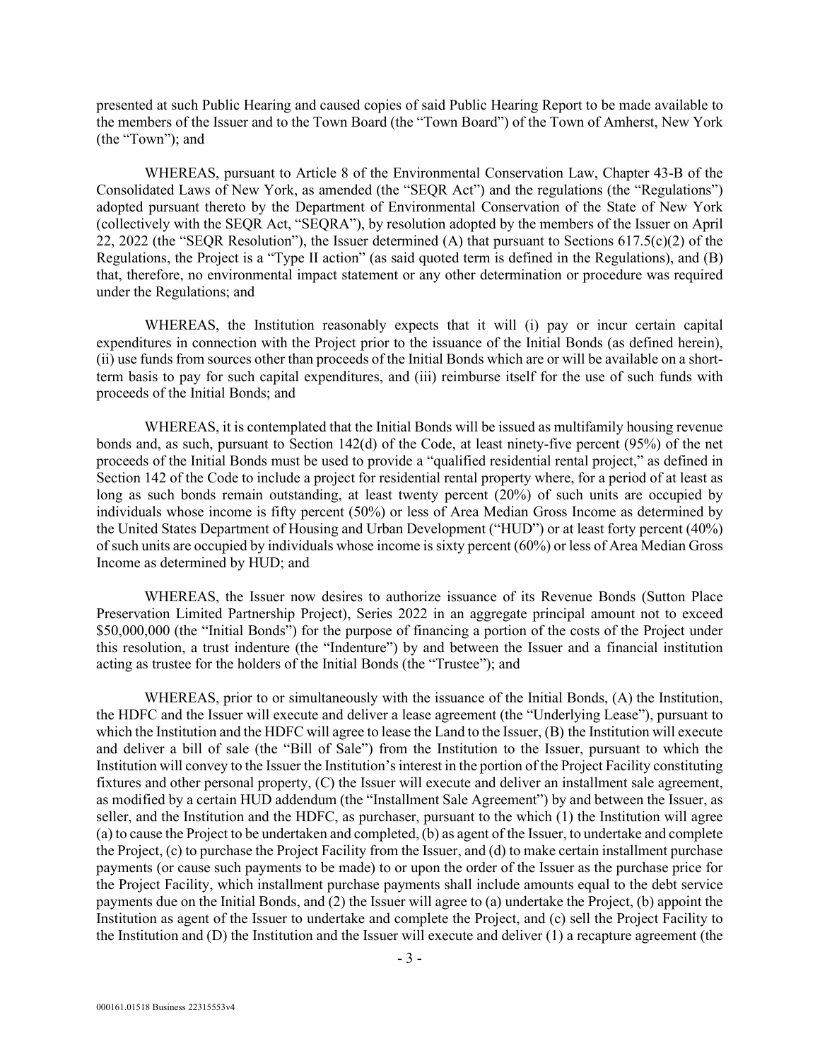presented at such Public Hearing and caused copies of said Public Hearing Report to be made available to the members of the Issuer and to the Town Board (the "Town Board") of the Town of Amherst, New York (the "Town"); and

WHEREAS, pursuant to Article 8 of the Environmental Conservation Law, Chapter 43-B of the Consolidated Laws of New York, as amended (the "SEQR Act") and the regulations (the "Regulations") adopted pursuant thereto by the Department of Environmental Conservation of the State of New York (collectively with the SEQR Act, "SEQRA"), by resolution adopted by the members of the Issuer on April 22, 2022 (the "SEQR Resolution"), the Issuer determined (A) that pursuant to Sections 617.5(c)(2) of the Regulations, the Project is a "Type II action" (as said quoted term is defined in the Regulations), and (B) that, therefore, no environmental impact statement or any other determination or procedure was required under the Regulations; and

WHEREAS, the Institution reasonably expects that it will (i) pay or incur certain capital expenditures in connection with the Project prior to the issuance of the Initial Bonds (as defined herein), (ii) use funds from sources other than proceeds of the Initial Bonds which are or will be available on a short-term basis to pay for such capital expenditures, and (iii) reimburse itself for the use of such funds with proceeds of the Initial Bonds; and

WHEREAS, it is contemplated that the Initial Bonds will be issued as multifamily housing revenue bonds and, as such, pursuant to Section 142(d) of the Code, at least ninety-five percent (95%) of the net proceeds of the Initial Bonds must be used to provide a "qualified residential rental project," as defined in Section 142 of the Code to include a project for residential rental property where, for a period of at least as long as such bonds remain outstanding, at least twenty percent (20%) of such units are occupied by individuals whose income is fifty percent (50%) or less of Area Median Gross Income as determined by the United States Department of Housing and Urban Development ("HUD") or at least forty percent (40%) of such units are occupied by individuals whose income is sixty percent (60%) or less of Area Median Gross Income as determined by HUD; and

WHEREAS, the Issuer now desires to authorize issuance of its Revenue Bonds (Sutton Place Preservation Limited Partnership Project), Series 2022 in an aggregate principal amount not to exceed $50,000,000 (the "Initial Bonds") for the purpose of financing a portion of the costs of the Project under this resolution, a trust indenture (the "Indenture") by and between the Issuer and a financial institution acting as trustee for the holders of the Initial Bonds (the "Trustee"); and

WHEREAS, prior to or simultaneously with the issuance of the Initial Bonds, (A) the Institution, the HDFC and the Issuer will execute and deliver a lease agreement (the "Underlying Lease"), pursuant to which the Institution and the HDFC will agree to lease the Land to the Issuer, (B) the Institution will execute and deliver a bill of sale (the "Bill of Sale") from the Institution to the Issuer, pursuant to which the Institution will convey to the Issuer the Institution's interest in the portion of the Project Facility constituting fixtures and other personal property, (C) the Issuer will execute and deliver an installment sale agreement, as modified by a certain HUD addendum (the "Installment Sale Agreement") by and between the Issuer, as seller, and the Institution and the HDFC, as purchaser, pursuant to the which (1) the Institution will agree (a) to cause the Project to be undertaken and completed, (b) as agent of the Issuer, to undertake and complete the Project, (c) to purchase the Project Facility from the Issuer, and (d) to make certain installment purchase payments (or cause such payments to be made) to or upon the order of the Issuer as the purchase price for the Project Facility, which installment purchase payments shall include amounts equal to the debt service payments due on the Initial Bonds, and (2) the Issuer will agree to (a) undertake the Project, (b) appoint the Institution as agent of the Issuer to undertake and complete the Project, and (c) sell the Project Facility to the Institution and (D) the Institution and the Issuer will execute and deliver (1) a recapture agreement (the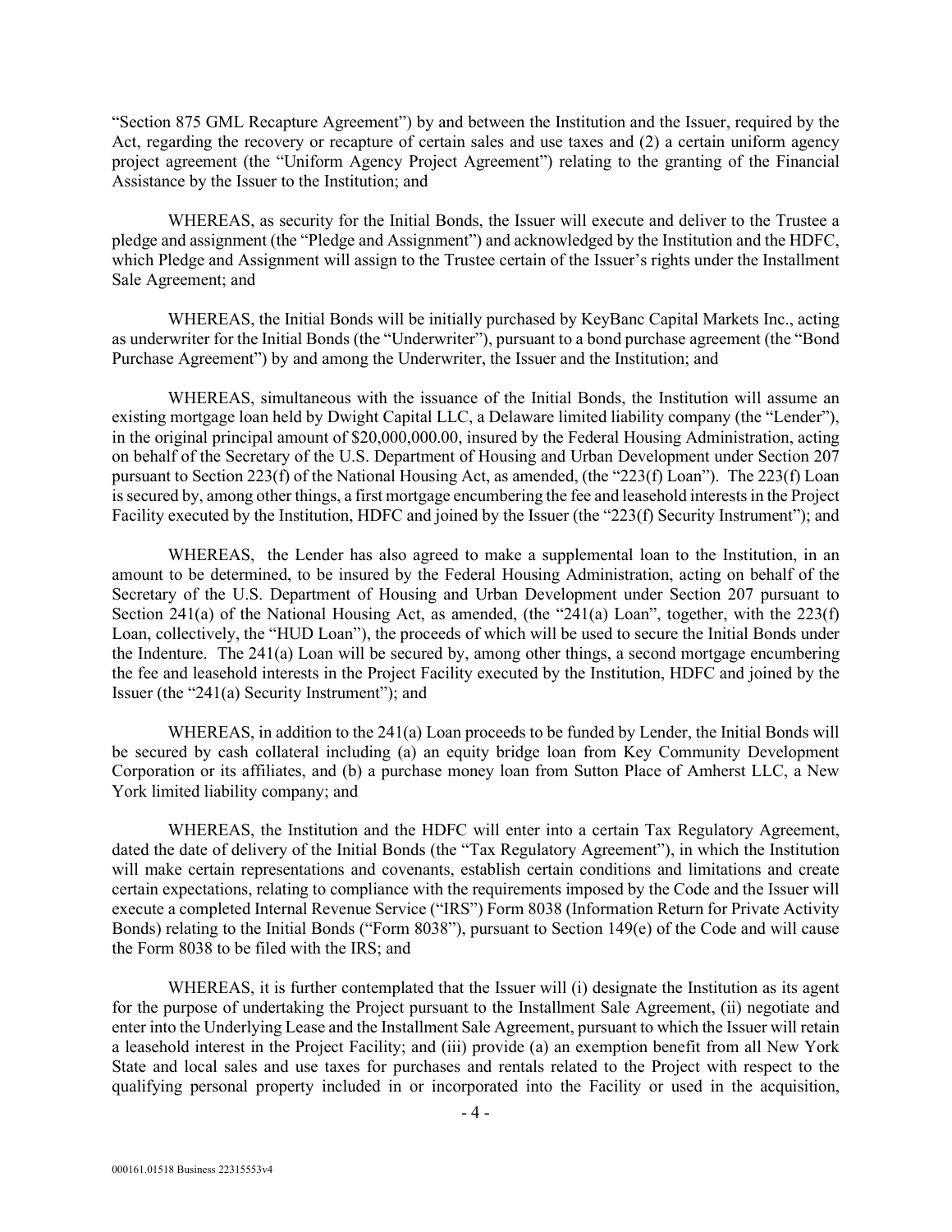"Section 875 GML Recapture Agreement") by and between the Institution and the Issuer, required by the Act, regarding the recovery or recapture of certain sales and use taxes and (2) a certain uniform agency project agreement (the "Uniform Agency Project Agreement") relating to the granting of the Financial Assistance by the Issuer to the Institution; and

WHEREAS, as security for the Initial Bonds, the Issuer will execute and deliver to the Trustee a pledge and assignment (the "Pledge and Assignment") and acknowledged by the Institution and the HDFC, which Pledge and Assignment will assign to the Trustee certain of the Issuer's rights under the Installment Sale Agreement; and

WHEREAS, the Initial Bonds will be initially purchased by KeyBanc Capital Markets Inc., acting as underwriter for the Initial Bonds (the "Underwriter"), pursuant to a bond purchase agreement (the "Bond Purchase Agreement") by and among the Underwriter, the Issuer and the Institution; and

WHEREAS, simultaneous with the issuance of the Initial Bonds, the Institution will assume an existing mortgage loan held by Dwight Capital LLC, a Delaware limited liability company (the "Lender"), in the original principal amount of $20,000,000.00, insured by the Federal Housing Administration, acting on behalf of the Secretary of the U.S. Department of Housing and Urban Development under Section 207 pursuant to Section 223(f) of the National Housing Act, as amended, (the "223(f) Loan"). The 223(f) Loan is secured by, among other things, a first mortgage encumbering the fee and leasehold interests in the Project Facility executed by the Institution, HDFC and joined by the Issuer (the "223(f) Security Instrument"); and

WHEREAS, the Lender has also agreed to make a supplemental loan to the Institution, in an amount to be determined, to be insured by the Federal Housing Administration, acting on behalf of the Secretary of the U.S. Department of Housing and Urban Development under Section 207 pursuant to Section 241(a) of the National Housing Act, as amended, (the "241(a) Loan", together, with the 223(f) Loan, collectively, the "HUD Loan"), the proceeds of which will be used to secure the Initial Bonds under the Indenture. The 241(a) Loan will be secured by, among other things, a second mortgage encumbering the fee and leasehold interests in the Project Facility executed by the Institution, HDFC and joined by the Issuer (the "241(a) Security Instrument"); and

WHEREAS, in addition to the 241(a) Loan proceeds to be funded by Lender, the Initial Bonds will be secured by cash collateral including (a) an equity bridge loan from Key Community Development Corporation or its affiliates, and (b) a purchase money loan from Sutton Place of Amherst LLC, a New York limited liability company; and

WHEREAS, the Institution and the HDFC will enter into a certain Tax Regulatory Agreement, dated the date of delivery of the Initial Bonds (the "Tax Regulatory Agreement"), in which the Institution will make certain representations and covenants, establish certain conditions and limitations and create certain expectations, relating to compliance with the requirements imposed by the Code and the Issuer will execute a completed Internal Revenue Service ("IRS") Form 8038 (Information Return for Private Activity Bonds) relating to the Initial Bonds ("Form 8038"), pursuant to Section 149(e) of the Code and will cause the Form 8038 to be filed with the IRS; and

WHEREAS, it is further contemplated that the Issuer will (i) designate the Institution as its agent for the purpose of undertaking the Project pursuant to the Installment Sale Agreement, (ii) negotiate and enter into the Underlying Lease and the Installment Sale Agreement, pursuant to which the Issuer will retain a leasehold interest in the Project Facility; and (iii) provide (a) an exemption benefit from all New York State and local sales and use taxes for purchases and rentals related to the Project with respect to the qualifying personal property included in or incorporated into the Facility or used in the acquisition,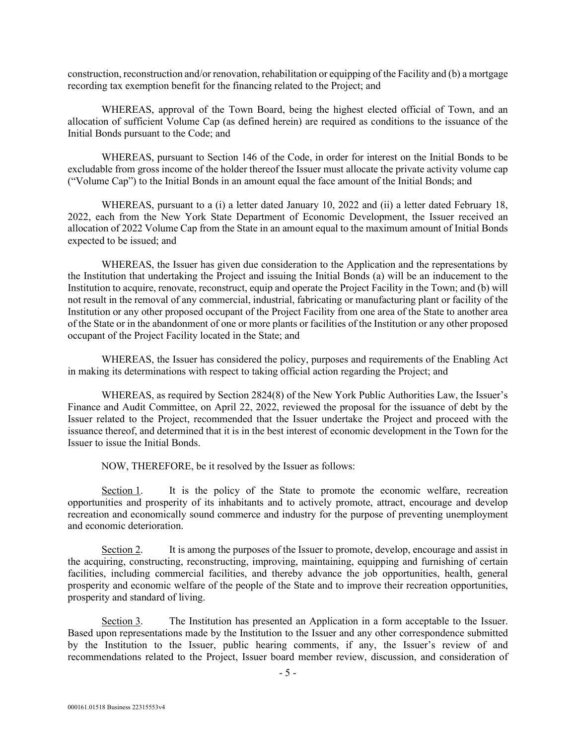construction, reconstruction and/or renovation, rehabilitation or equipping of the Facility and (b) a mortgage recording tax exemption benefit for the financing related to the Project; and

WHEREAS, approval of the Town Board, being the highest elected official of Town, and an allocation of sufficient Volume Cap (as defined herein) are required as conditions to the issuance of the Initial Bonds pursuant to the Code; and

WHEREAS, pursuant to Section 146 of the Code, in order for interest on the Initial Bonds to be excludable from gross income of the holder thereof the Issuer must allocate the private activity volume cap ("Volume Cap") to the Initial Bonds in an amount equal the face amount of the Initial Bonds; and

WHEREAS, pursuant to a (i) a letter dated January 10, 2022 and (ii) a letter dated February 18, 2022, each from the New York State Department of Economic Development, the Issuer received an allocation of 2022 Volume Cap from the State in an amount equal to the maximum amount of Initial Bonds expected to be issued; and

WHEREAS, the Issuer has given due consideration to the Application and the representations by the Institution that undertaking the Project and issuing the Initial Bonds (a) will be an inducement to the Institution to acquire, renovate, reconstruct, equip and operate the Project Facility in the Town; and (b) will not result in the removal of any commercial, industrial, fabricating or manufacturing plant or facility of the Institution or any other proposed occupant of the Project Facility from one area of the State to another area of the State or in the abandonment of one or more plants or facilities of the Institution or any other proposed occupant of the Project Facility located in the State; and

WHEREAS, the Issuer has considered the policy, purposes and requirements of the Enabling Act in making its determinations with respect to taking official action regarding the Project; and

WHEREAS, as required by Section 2824(8) of the New York Public Authorities Law, the Issuer's Finance and Audit Committee, on April 22, 2022, reviewed the proposal for the issuance of debt by the Issuer related to the Project, recommended that the Issuer undertake the Project and proceed with the issuance thereof, and determined that it is in the best interest of economic development in the Town for the Issuer to issue the Initial Bonds.

NOW, THEREFORE, be it resolved by the Issuer as follows:

Section 1. It is the policy of the State to promote the economic welfare, recreation opportunities and prosperity of its inhabitants and to actively promote, attract, encourage and develop recreation and economically sound commerce and industry for the purpose of preventing unemployment and economic deterioration.

Section 2. It is among the purposes of the Issuer to promote, develop, encourage and assist in the acquiring, constructing, reconstructing, improving, maintaining, equipping and furnishing of certain facilities, including commercial facilities, and thereby advance the job opportunities, health, general prosperity and economic welfare of the people of the State and to improve their recreation opportunities, prosperity and standard of living.

Section 3. The Institution has presented an Application in a form acceptable to the Issuer. Based upon representations made by the Institution to the Issuer and any other correspondence submitted by the Institution to the Issuer, public hearing comments, if any, the Issuer's review of and recommendations related to the Project, Issuer board member review, discussion, and consideration of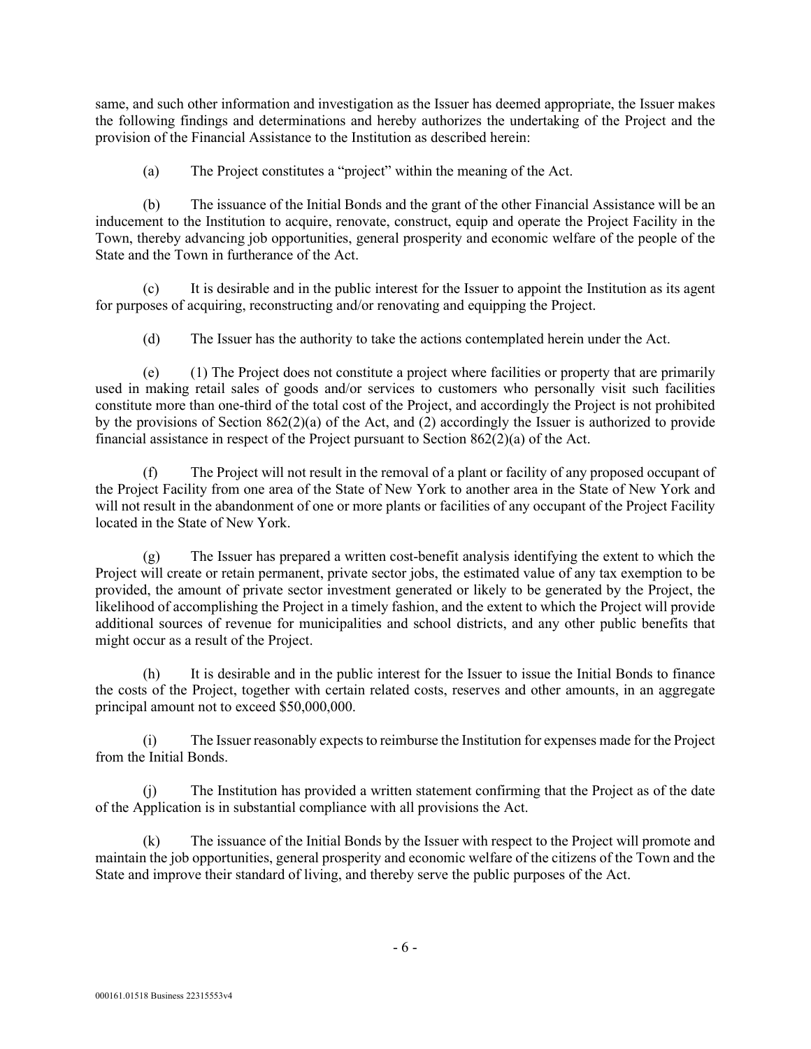same, and such other information and investigation as the Issuer has deemed appropriate, the Issuer makes the following findings and determinations and hereby authorizes the undertaking of the Project and the provision of the Financial Assistance to the Institution as described herein:

(a) The Project constitutes a "project" within the meaning of the Act.

(b) The issuance of the Initial Bonds and the grant of the other Financial Assistance will be an inducement to the Institution to acquire, renovate, construct, equip and operate the Project Facility in the Town, thereby advancing job opportunities, general prosperity and economic welfare of the people of the State and the Town in furtherance of the Act.

(c) It is desirable and in the public interest for the Issuer to appoint the Institution as its agent for purposes of acquiring, reconstructing and/or renovating and equipping the Project.

(d) The Issuer has the authority to take the actions contemplated herein under the Act.

(e) (1) The Project does not constitute a project where facilities or property that are primarily used in making retail sales of goods and/or services to customers who personally visit such facilities constitute more than one-third of the total cost of the Project, and accordingly the Project is not prohibited by the provisions of Section 862(2)(a) of the Act, and (2) accordingly the Issuer is authorized to provide financial assistance in respect of the Project pursuant to Section 862(2)(a) of the Act.

(f) The Project will not result in the removal of a plant or facility of any proposed occupant of the Project Facility from one area of the State of New York to another area in the State of New York and will not result in the abandonment of one or more plants or facilities of any occupant of the Project Facility located in the State of New York.

(g) The Issuer has prepared a written cost-benefit analysis identifying the extent to which the Project will create or retain permanent, private sector jobs, the estimated value of any tax exemption to be provided, the amount of private sector investment generated or likely to be generated by the Project, the likelihood of accomplishing the Project in a timely fashion, and the extent to which the Project will provide additional sources of revenue for municipalities and school districts, and any other public benefits that might occur as a result of the Project.

(h) It is desirable and in the public interest for the Issuer to issue the Initial Bonds to finance the costs of the Project, together with certain related costs, reserves and other amounts, in an aggregate principal amount not to exceed $50,000,000.

(i) The Issuer reasonably expects to reimburse the Institution for expenses made for the Project from the Initial Bonds.

(j) The Institution has provided a written statement confirming that the Project as of the date of the Application is in substantial compliance with all provisions the Act.

(k) The issuance of the Initial Bonds by the Issuer with respect to the Project will promote and maintain the job opportunities, general prosperity and economic welfare of the citizens of the Town and the State and improve their standard of living, and thereby serve the public purposes of the Act.

000161.01518 Business 22315553v4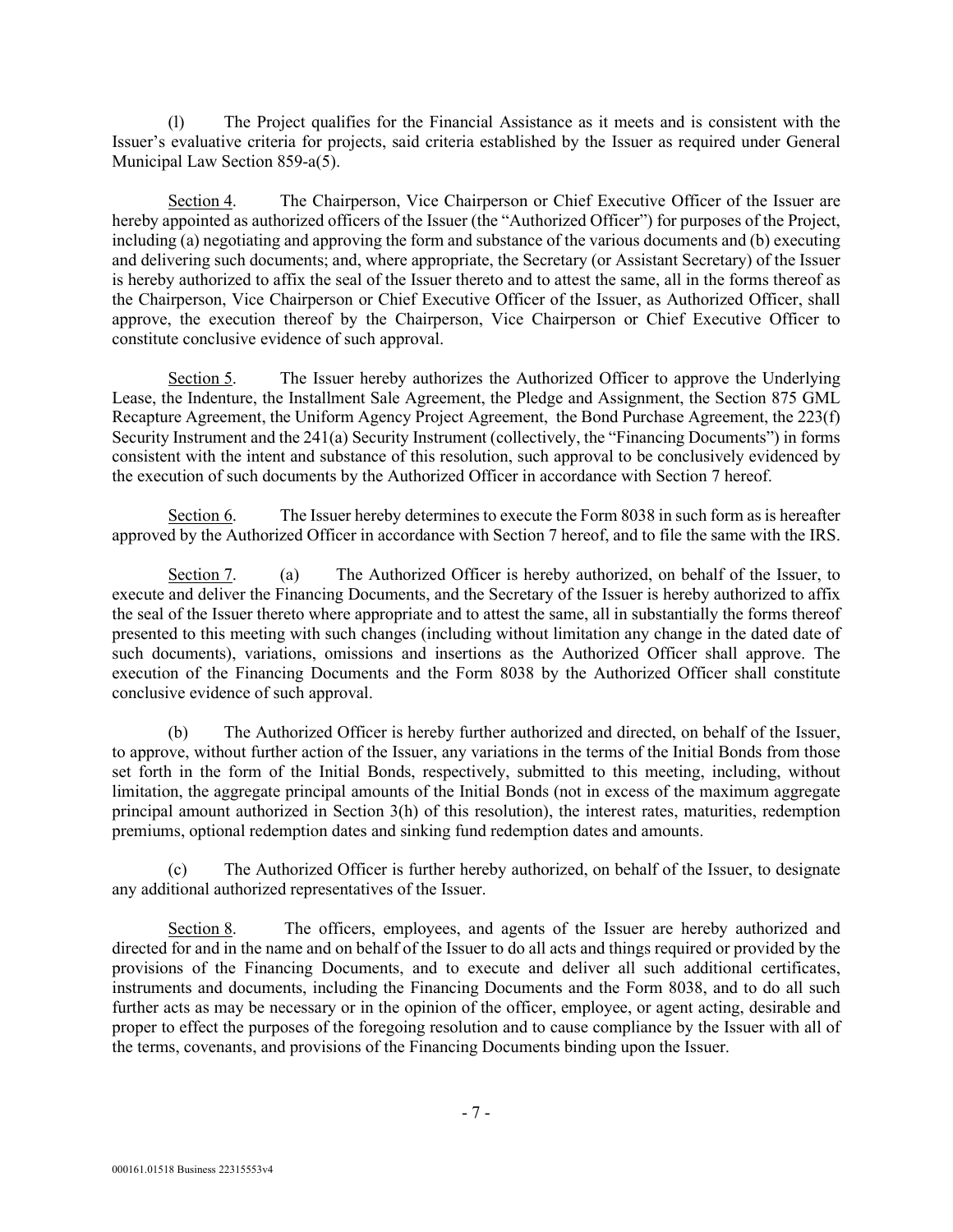(l) The Project qualifies for the Financial Assistance as it meets and is consistent with the Issuer's evaluative criteria for projects, said criteria established by the Issuer as required under General Municipal Law Section 859-a(5).

Section 4. The Chairperson, Vice Chairperson or Chief Executive Officer of the Issuer are hereby appointed as authorized officers of the Issuer (the "Authorized Officer") for purposes of the Project, including (a) negotiating and approving the form and substance of the various documents and (b) executing and delivering such documents; and, where appropriate, the Secretary (or Assistant Secretary) of the Issuer is hereby authorized to affix the seal of the Issuer thereto and to attest the same, all in the forms thereof as the Chairperson, Vice Chairperson or Chief Executive Officer of the Issuer, as Authorized Officer, shall approve, the execution thereof by the Chairperson, Vice Chairperson or Chief Executive Officer to constitute conclusive evidence of such approval.

Section 5. The Issuer hereby authorizes the Authorized Officer to approve the Underlying Lease, the Indenture, the Installment Sale Agreement, the Pledge and Assignment, the Section 875 GML Recapture Agreement, the Uniform Agency Project Agreement, the Bond Purchase Agreement, the 223(f) Security Instrument and the 241(a) Security Instrument (collectively, the "Financing Documents") in forms consistent with the intent and substance of this resolution, such approval to be conclusively evidenced by the execution of such documents by the Authorized Officer in accordance with Section 7 hereof.

Section 6. The Issuer hereby determines to execute the Form 8038 in such form as is hereafter approved by the Authorized Officer in accordance with Section 7 hereof, and to file the same with the IRS.

Section 7. (a) The Authorized Officer is hereby authorized, on behalf of the Issuer, to execute and deliver the Financing Documents, and the Secretary of the Issuer is hereby authorized to affix the seal of the Issuer thereto where appropriate and to attest the same, all in substantially the forms thereof presented to this meeting with such changes (including without limitation any change in the dated date of such documents), variations, omissions and insertions as the Authorized Officer shall approve. The execution of the Financing Documents and the Form 8038 by the Authorized Officer shall constitute conclusive evidence of such approval.

(b) The Authorized Officer is hereby further authorized and directed, on behalf of the Issuer, to approve, without further action of the Issuer, any variations in the terms of the Initial Bonds from those set forth in the form of the Initial Bonds, respectively, submitted to this meeting, including, without limitation, the aggregate principal amounts of the Initial Bonds (not in excess of the maximum aggregate principal amount authorized in Section 3(h) of this resolution), the interest rates, maturities, redemption premiums, optional redemption dates and sinking fund redemption dates and amounts.

(c) The Authorized Officer is further hereby authorized, on behalf of the Issuer, to designate any additional authorized representatives of the Issuer.

Section 8. The officers, employees, and agents of the Issuer are hereby authorized and directed for and in the name and on behalf of the Issuer to do all acts and things required or provided by the provisions of the Financing Documents, and to execute and deliver all such additional certificates, instruments and documents, including the Financing Documents and the Form 8038, and to do all such further acts as may be necessary or in the opinion of the officer, employee, or agent acting, desirable and proper to effect the purposes of the foregoing resolution and to cause compliance by the Issuer with all of the terms, covenants, and provisions of the Financing Documents binding upon the Issuer.

000161.01518 Business 22315553v4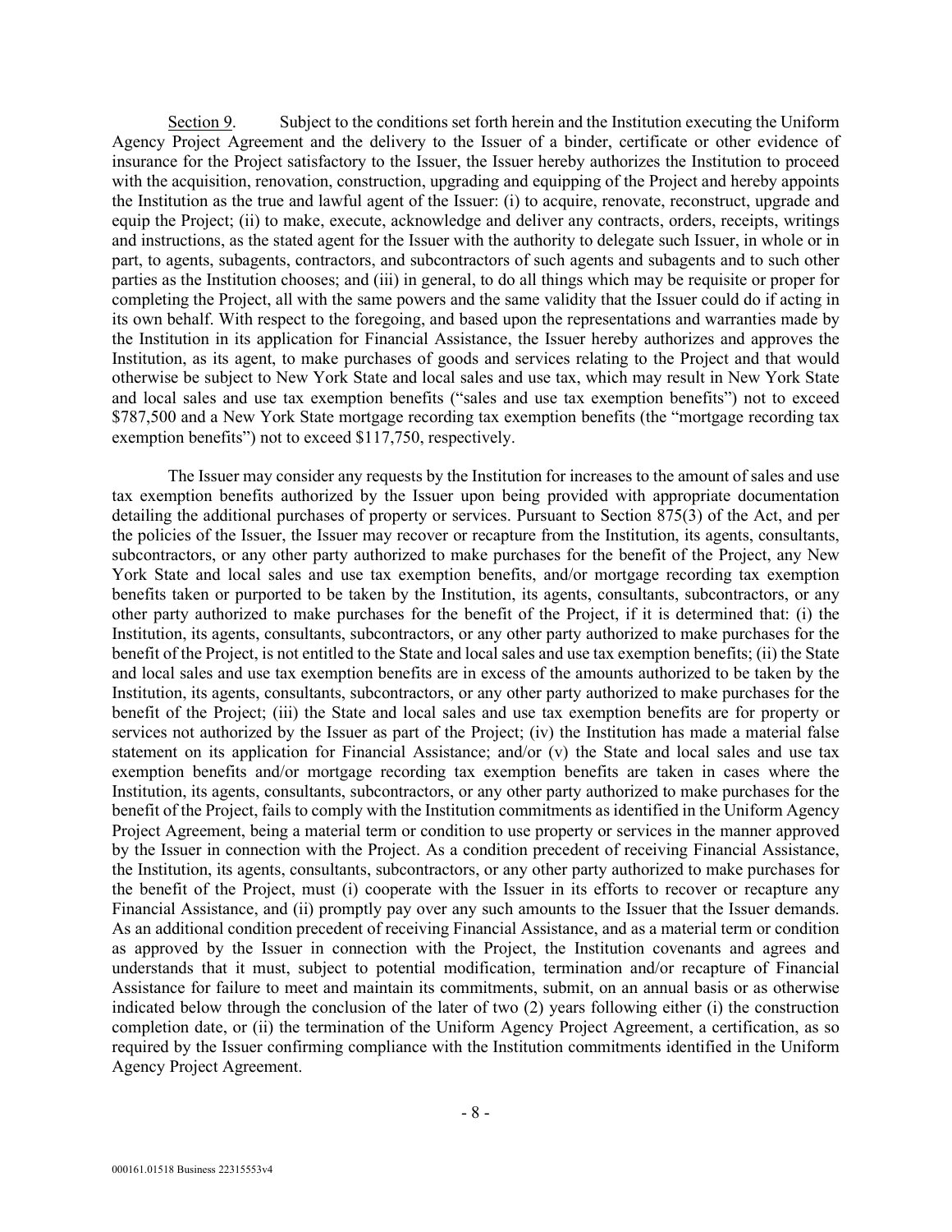Section 9. Subject to the conditions set forth herein and the Institution executing the Uniform Agency Project Agreement and the delivery to the Issuer of a binder, certificate or other evidence of insurance for the Project satisfactory to the Issuer, the Issuer hereby authorizes the Institution to proceed with the acquisition, renovation, construction, upgrading and equipping of the Project and hereby appoints the Institution as the true and lawful agent of the Issuer: (i) to acquire, renovate, reconstruct, upgrade and equip the Project; (ii) to make, execute, acknowledge and deliver any contracts, orders, receipts, writings and instructions, as the stated agent for the Issuer with the authority to delegate such Issuer, in whole or in part, to agents, subagents, contractors, and subcontractors of such agents and subagents and to such other parties as the Institution chooses; and (iii) in general, to do all things which may be requisite or proper for completing the Project, all with the same powers and the same validity that the Issuer could do if acting in its own behalf. With respect to the foregoing, and based upon the representations and warranties made by the Institution in its application for Financial Assistance, the Issuer hereby authorizes and approves the Institution, as its agent, to make purchases of goods and services relating to the Project and that would otherwise be subject to New York State and local sales and use tax, which may result in New York State and local sales and use tax exemption benefits ("sales and use tax exemption benefits") not to exceed $787,500 and a New York State mortgage recording tax exemption benefits (the "mortgage recording tax exemption benefits") not to exceed $117,750, respectively.

The Issuer may consider any requests by the Institution for increases to the amount of sales and use tax exemption benefits authorized by the Issuer upon being provided with appropriate documentation detailing the additional purchases of property or services. Pursuant to Section 875(3) of the Act, and per the policies of the Issuer, the Issuer may recover or recapture from the Institution, its agents, consultants, subcontractors, or any other party authorized to make purchases for the benefit of the Project, any New York State and local sales and use tax exemption benefits, and/or mortgage recording tax exemption benefits taken or purported to be taken by the Institution, its agents, consultants, subcontractors, or any other party authorized to make purchases for the benefit of the Project, if it is determined that: (i) the Institution, its agents, consultants, subcontractors, or any other party authorized to make purchases for the benefit of the Project, is not entitled to the State and local sales and use tax exemption benefits; (ii) the State and local sales and use tax exemption benefits are in excess of the amounts authorized to be taken by the Institution, its agents, consultants, subcontractors, or any other party authorized to make purchases for the benefit of the Project; (iii) the State and local sales and use tax exemption benefits are for property or services not authorized by the Issuer as part of the Project; (iv) the Institution has made a material false statement on its application for Financial Assistance; and/or (v) the State and local sales and use tax exemption benefits and/or mortgage recording tax exemption benefits are taken in cases where the Institution, its agents, consultants, subcontractors, or any other party authorized to make purchases for the benefit of the Project, fails to comply with the Institution commitments as identified in the Uniform Agency Project Agreement, being a material term or condition to use property or services in the manner approved by the Issuer in connection with the Project. As a condition precedent of receiving Financial Assistance, the Institution, its agents, consultants, subcontractors, or any other party authorized to make purchases for the benefit of the Project, must (i) cooperate with the Issuer in its efforts to recover or recapture any Financial Assistance, and (ii) promptly pay over any such amounts to the Issuer that the Issuer demands. As an additional condition precedent of receiving Financial Assistance, and as a material term or condition as approved by the Issuer in connection with the Project, the Institution covenants and agrees and understands that it must, subject to potential modification, termination and/or recapture of Financial Assistance for failure to meet and maintain its commitments, submit, on an annual basis or as otherwise indicated below through the conclusion of the later of two (2) years following either (i) the construction completion date, or (ii) the termination of the Uniform Agency Project Agreement, a certification, as so required by the Issuer confirming compliance with the Institution commitments identified in the Uniform Agency Project Agreement.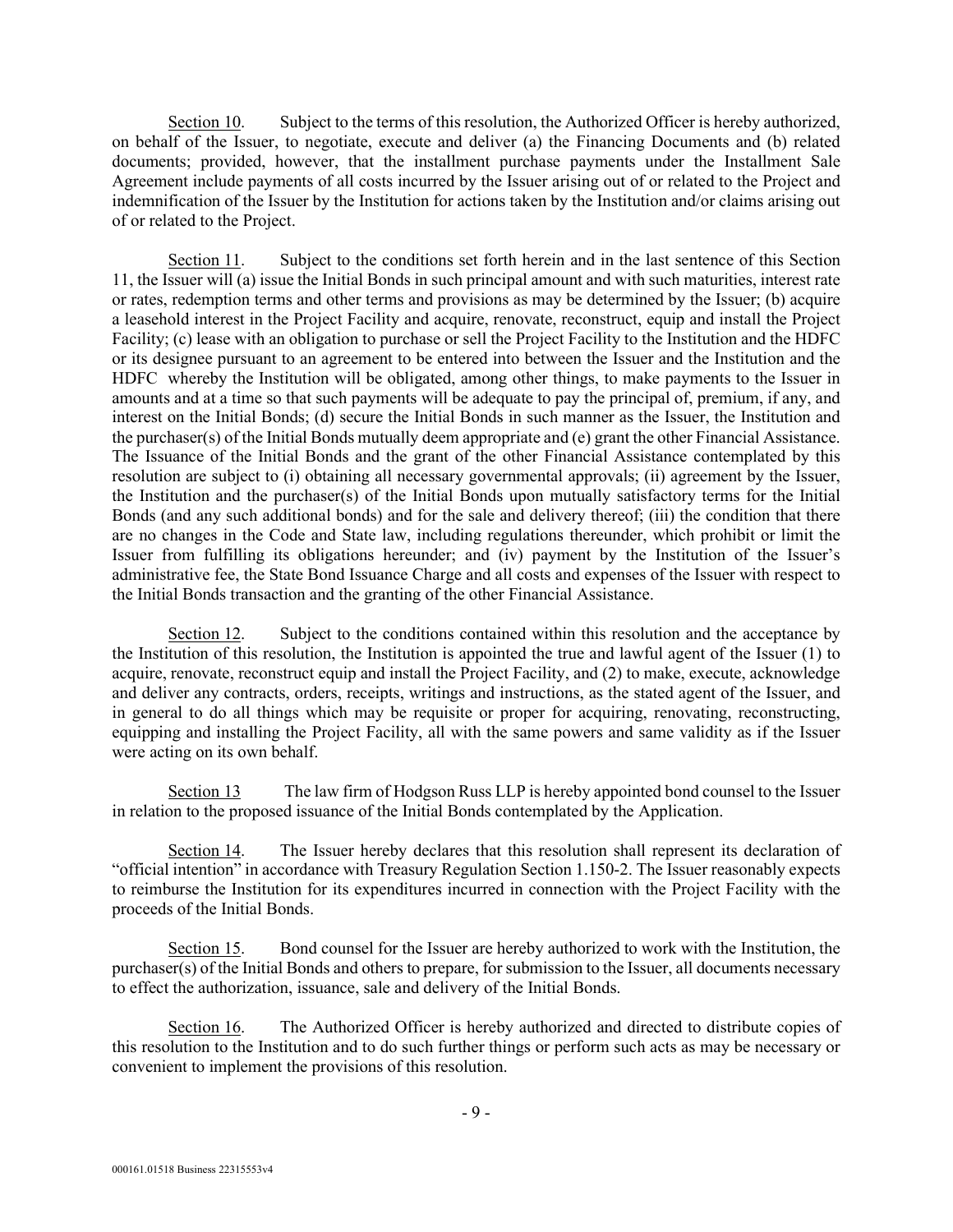Section 10. Subject to the terms of this resolution, the Authorized Officer is hereby authorized, on behalf of the Issuer, to negotiate, execute and deliver (a) the Financing Documents and (b) related documents; provided, however, that the installment purchase payments under the Installment Sale Agreement include payments of all costs incurred by the Issuer arising out of or related to the Project and indemnification of the Issuer by the Institution for actions taken by the Institution and/or claims arising out of or related to the Project.

Section 11. Subject to the conditions set forth herein and in the last sentence of this Section 11, the Issuer will (a) issue the Initial Bonds in such principal amount and with such maturities, interest rate or rates, redemption terms and other terms and provisions as may be determined by the Issuer; (b) acquire a leasehold interest in the Project Facility and acquire, renovate, reconstruct, equip and install the Project Facility; (c) lease with an obligation to purchase or sell the Project Facility to the Institution and the HDFC or its designee pursuant to an agreement to be entered into between the Issuer and the Institution and the HDFC whereby the Institution will be obligated, among other things, to make payments to the Issuer in amounts and at a time so that such payments will be adequate to pay the principal of, premium, if any, and interest on the Initial Bonds; (d) secure the Initial Bonds in such manner as the Issuer, the Institution and the purchaser(s) of the Initial Bonds mutually deem appropriate and (e) grant the other Financial Assistance. The Issuance of the Initial Bonds and the grant of the other Financial Assistance contemplated by this resolution are subject to (i) obtaining all necessary governmental approvals; (ii) agreement by the Issuer, the Institution and the purchaser(s) of the Initial Bonds upon mutually satisfactory terms for the Initial Bonds (and any such additional bonds) and for the sale and delivery thereof; (iii) the condition that there are no changes in the Code and State law, including regulations thereunder, which prohibit or limit the Issuer from fulfilling its obligations hereunder; and (iv) payment by the Institution of the Issuer's administrative fee, the State Bond Issuance Charge and all costs and expenses of the Issuer with respect to the Initial Bonds transaction and the granting of the other Financial Assistance.

Section 12. Subject to the conditions contained within this resolution and the acceptance by the Institution of this resolution, the Institution is appointed the true and lawful agent of the Issuer (1) to acquire, renovate, reconstruct equip and install the Project Facility, and (2) to make, execute, acknowledge and deliver any contracts, orders, receipts, writings and instructions, as the stated agent of the Issuer, and in general to do all things which may be requisite or proper for acquiring, renovating, reconstructing, equipping and installing the Project Facility, all with the same powers and same validity as if the Issuer were acting on its own behalf.

Section 13 The law firm of Hodgson Russ LLP is hereby appointed bond counsel to the Issuer in relation to the proposed issuance of the Initial Bonds contemplated by the Application.

Section 14. The Issuer hereby declares that this resolution shall represent its declaration of "official intention" in accordance with Treasury Regulation Section 1.150-2. The Issuer reasonably expects to reimburse the Institution for its expenditures incurred in connection with the Project Facility with the proceeds of the Initial Bonds.

Section 15. Bond counsel for the Issuer are hereby authorized to work with the Institution, the purchaser(s) of the Initial Bonds and others to prepare, for submission to the Issuer, all documents necessary to effect the authorization, issuance, sale and delivery of the Initial Bonds.

Section 16. The Authorized Officer is hereby authorized and directed to distribute copies of this resolution to the Institution and to do such further things or perform such acts as may be necessary or convenient to implement the provisions of this resolution.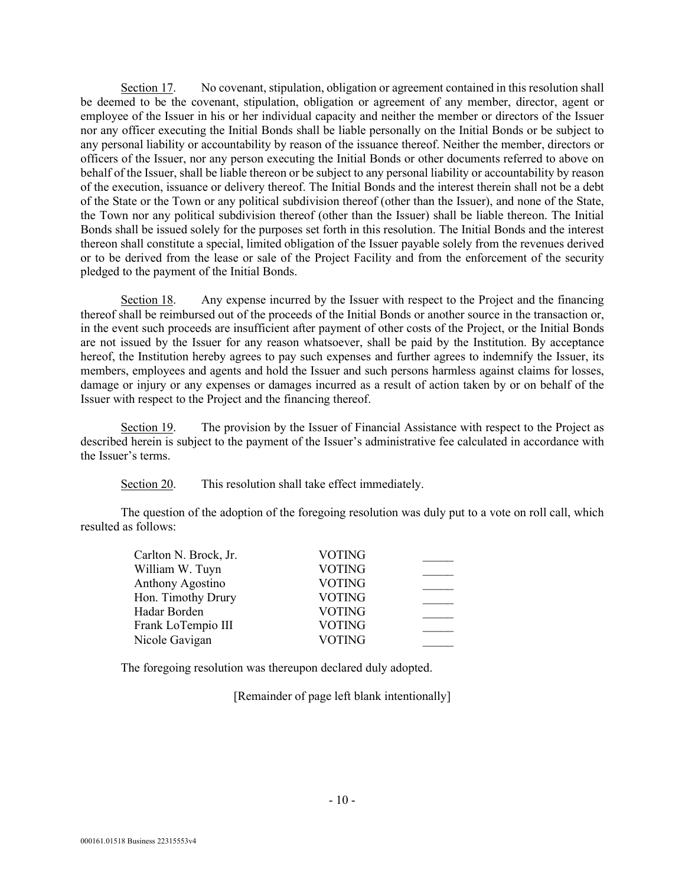Section 17. No covenant, stipulation, obligation or agreement contained in this resolution shall be deemed to be the covenant, stipulation, obligation or agreement of any member, director, agent or employee of the Issuer in his or her individual capacity and neither the member or directors of the Issuer nor any officer executing the Initial Bonds shall be liable personally on the Initial Bonds or be subject to any personal liability or accountability by reason of the issuance thereof. Neither the member, directors or officers of the Issuer, nor any person executing the Initial Bonds or other documents referred to above on behalf of the Issuer, shall be liable thereon or be subject to any personal liability or accountability by reason of the execution, issuance or delivery thereof. The Initial Bonds and the interest therein shall not be a debt of the State or the Town or any political subdivision thereof (other than the Issuer), and none of the State, the Town nor any political subdivision thereof (other than the Issuer) shall be liable thereon. The Initial Bonds shall be issued solely for the purposes set forth in this resolution. The Initial Bonds and the interest thereon shall constitute a special, limited obligation of the Issuer payable solely from the revenues derived or to be derived from the lease or sale of the Project Facility and from the enforcement of the security pledged to the payment of the Initial Bonds.

Section 18. Any expense incurred by the Issuer with respect to the Project and the financing thereof shall be reimbursed out of the proceeds of the Initial Bonds or another source in the transaction or, in the event such proceeds are insufficient after payment of other costs of the Project, or the Initial Bonds are not issued by the Issuer for any reason whatsoever, shall be paid by the Institution. By acceptance hereof, the Institution hereby agrees to pay such expenses and further agrees to indemnify the Issuer, its members, employees and agents and hold the Issuer and such persons harmless against claims for losses, damage or injury or any expenses or damages incurred as a result of action taken by or on behalf of the Issuer with respect to the Project and the financing thereof.

Section 19. The provision by the Issuer of Financial Assistance with respect to the Project as described herein is subject to the payment of the Issuer's administrative fee calculated in accordance with the Issuer's terms.

Section 20. This resolution shall take effect immediately.

The question of the adoption of the foregoing resolution was duly put to a vote on roll call, which resulted as follows:

| | | |
|---|---|---|
| Carlton N. Brock, Jr. | VOTING | _____ |
| William W. Tuyn | VOTING | _____ |
| Anthony Agostino | VOTING | _____ |
| Hon. Timothy Drury | VOTING | _____ |
| Hadar Borden | VOTING | _____ |
| Frank LoTempio III | VOTING | _____ |
| Nicole Gavigan | VOTING | _____ |

The foregoing resolution was thereupon declared duly adopted.

[Remainder of page left blank intentionally]

000161.01518 Business 22315553v4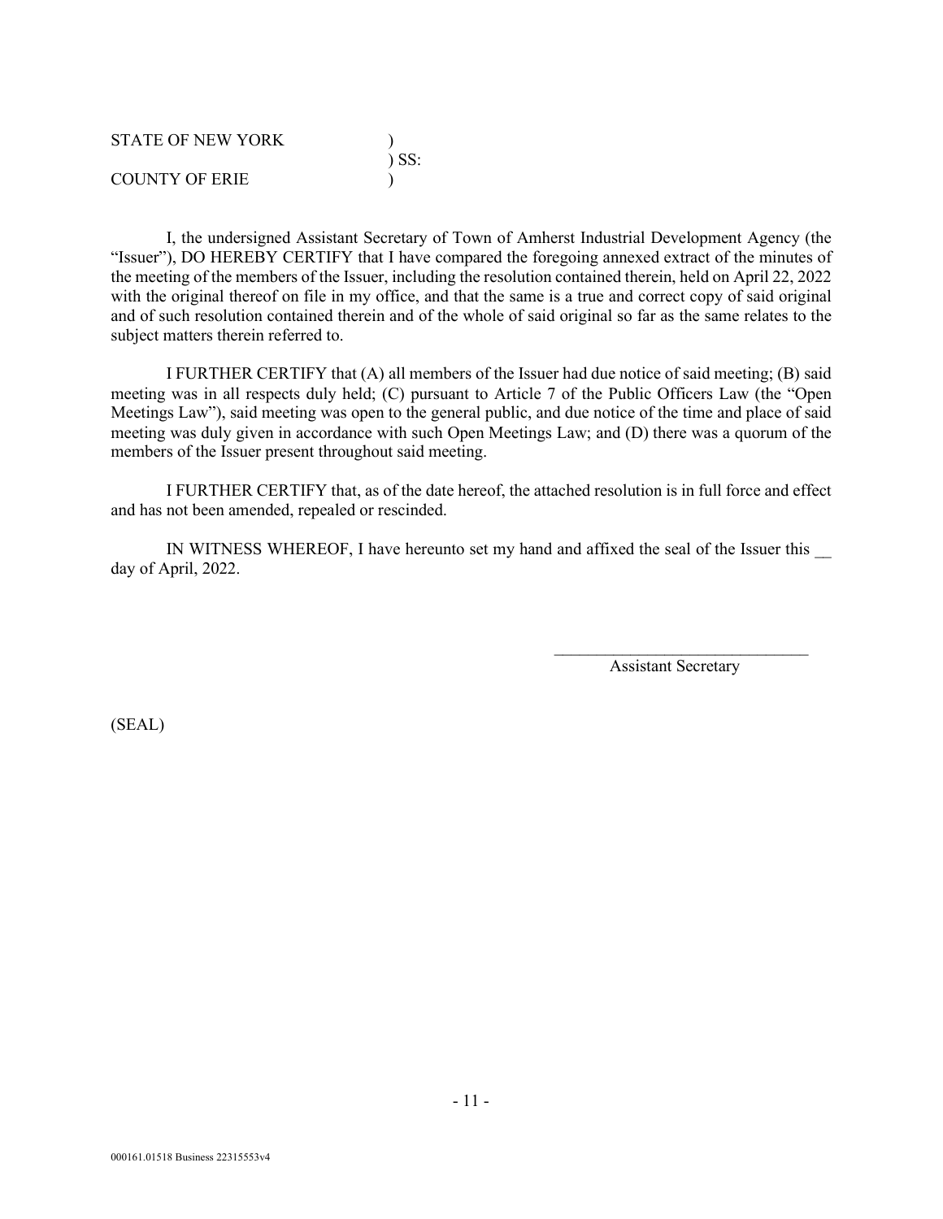STATE OF NEW YORK )
) SS:
COUNTY OF ERIE )

I, the undersigned Assistant Secretary of Town of Amherst Industrial Development Agency (the "Issuer"), DO HEREBY CERTIFY that I have compared the foregoing annexed extract of the minutes of the meeting of the members of the Issuer, including the resolution contained therein, held on April 22, 2022 with the original thereof on file in my office, and that the same is a true and correct copy of said original and of such resolution contained therein and of the whole of said original so far as the same relates to the subject matters therein referred to.

I FURTHER CERTIFY that (A) all members of the Issuer had due notice of said meeting; (B) said meeting was in all respects duly held; (C) pursuant to Article 7 of the Public Officers Law (the "Open Meetings Law"), said meeting was open to the general public, and due notice of the time and place of said meeting was duly given in accordance with such Open Meetings Law; and (D) there was a quorum of the members of the Issuer present throughout said meeting.

I FURTHER CERTIFY that, as of the date hereof, the attached resolution is in full force and effect and has not been amended, repealed or rescinded.

IN WITNESS WHEREOF, I have hereunto set my hand and affixed the seal of the Issuer this __ day of April, 2022.

_______________________________
Assistant Secretary

(SEAL)

000161.01518 Business 22315553v4